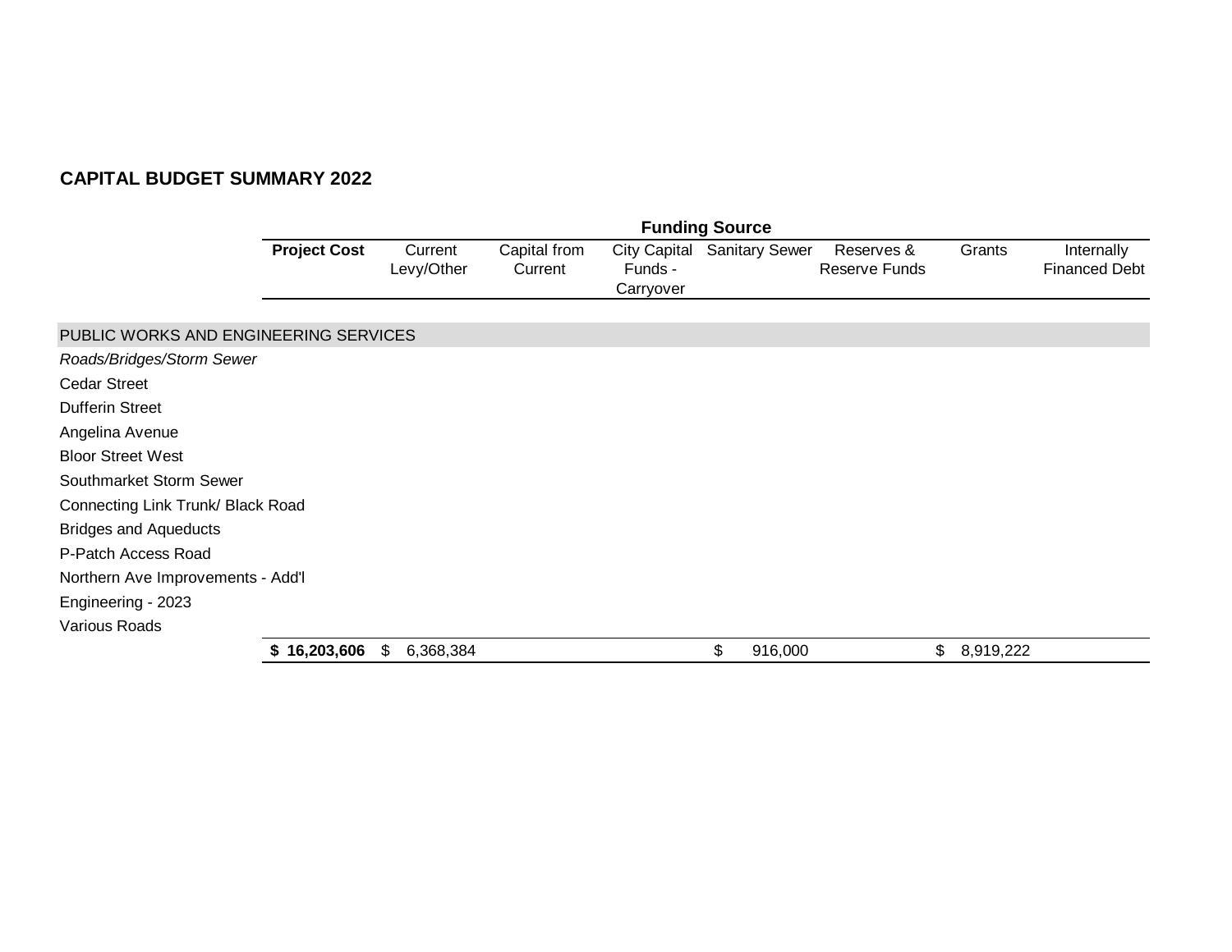## CAPITAL BUDGET SUMMARY 2022

| | Project Cost | Current Levy/Other | Capital from Current | City Capital Funds - Carryover | Sanitary Sewer | Reserves & Reserve Funds | Grants | Internally Financed Debt |
|---|---|---|---|---|---|---|---|---|
| | | | | **Funding Source** | | | | |
| PUBLIC WORKS AND ENGINEERING SERVICES | | | | | | | | |
| *Roads/Bridges/Storm Sewer* | | | | | | | | |
| Cedar Street | | | | | | | | |
| Dufferin Street | | | | | | | | |
| Angelina Avenue | | | | | | | | |
| Bloor Street West | | | | | | | | |
| Southmarket Storm Sewer | | | | | | | | |
| Connecting Link Trunk/ Black Road | | | | | | | | |
| Bridges and Aqueducts | | | | | | | | |
| P-Patch Access Road | | | | | | | | |
| Northern Ave Improvements - Add'l | | | | | | | | |
| Engineering - 2023 | | | | | | | | |
| Various Roads | | | | | | | | |
| | **$ 16,203,606** | $ 6,368,384 | | | $ 916,000 | | $ 8,919,222 | |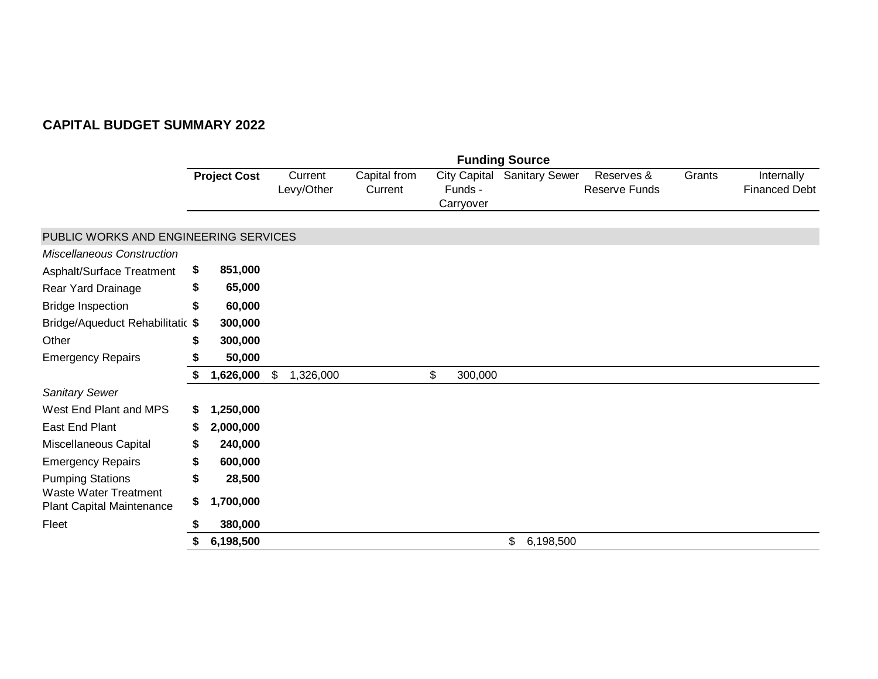# CAPITAL BUDGET SUMMARY 2022

| | Project Cost | Current Levy/Other | Capital from Current | City Capital Funds - Carryover | Sanitary Sewer | Reserves & Reserve Funds | Grants | Internally Financed Debt |
|---|---|---|---|---|---|---|---|---|
| | | **Funding Source** | | | | | | |
| **PUBLIC WORKS AND ENGINEERING SERVICES** | | | | | | | | |
| *Miscellaneous Construction* | | | | | | | | |
| Asphalt/Surface Treatment | **$ 851,000** | | | | | | | |
| Rear Yard Drainage | **$ 65,000** | | | | | | | |
| Bridge Inspection | **$ 60,000** | | | | | | | |
| Bridge/Aqueduct Rehabilitatic | **$ 300,000** | | | | | | | |
| Other | **$ 300,000** | | | | | | | |
| Emergency Repairs | **$ 50,000** | | | | | | | |
| | **$ 1,626,000** | $ 1,326,000 | | $ 300,000 | | | | |
| *Sanitary Sewer* | | | | | | | | |
| West End Plant and MPS | **$ 1,250,000** | | | | | | | |
| East End Plant | **$ 2,000,000** | | | | | | | |
| Miscellaneous Capital | **$ 240,000** | | | | | | | |
| Emergency Repairs | **$ 600,000** | | | | | | | |
| Pumping Stations | **$ 28,500** | | | | | | | |
| Waste Water Treatment Plant Capital Maintenance | **$ 1,700,000** | | | | | | | |
| Fleet | **$ 380,000** | | | | | | | |
| | **$ 6,198,500** | | | | $ 6,198,500 | | | |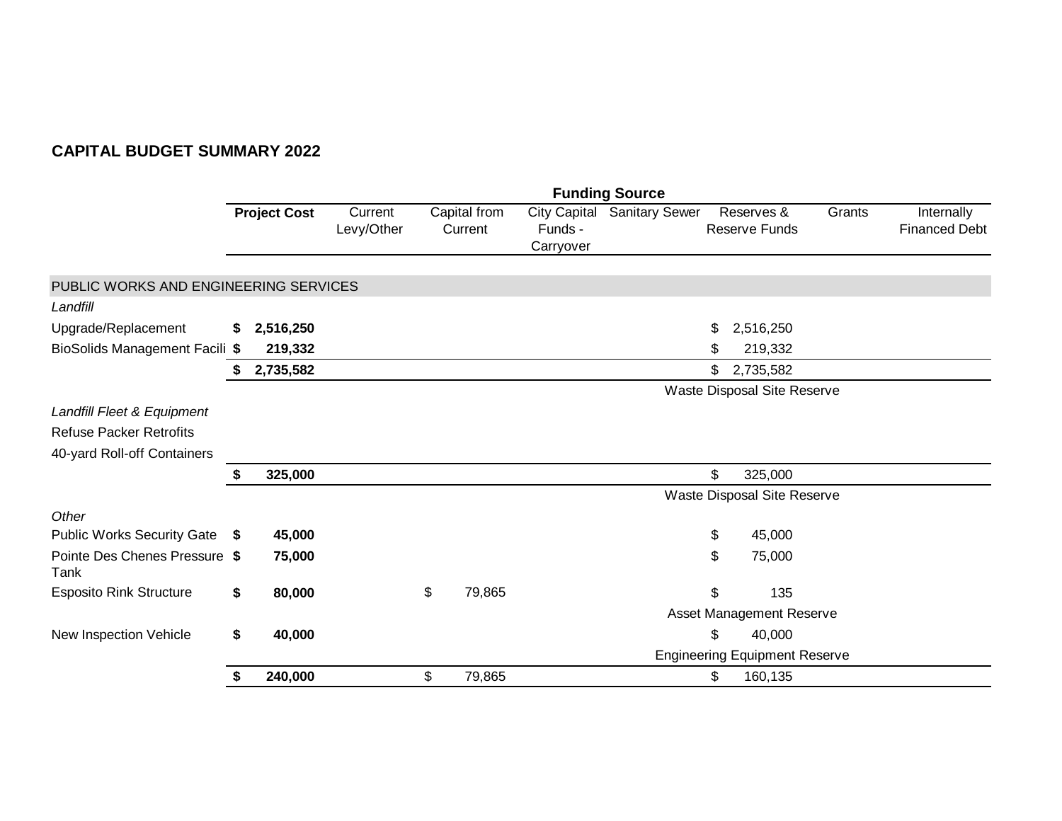**CAPITAL BUDGET SUMMARY 2022**

| | | Funding Source | | | | | | |
|---|---|---|---|---|---|---|---|---|
| | **Project Cost** | Current Levy/Other | Capital from Current | City Capital Funds - Carryover | Sanitary Sewer | Reserves & Reserve Funds | Grants | Internally Financed Debt |
| PUBLIC WORKS AND ENGINEERING SERVICES | | | | | | | | |
| *Landfill* | | | | | | | | |
| Upgrade/Replacement | **$ 2,516,250** | | | | | $ 2,516,250 | | |
| BioSolids Management Facili | **$ 219,332** | | | | | $ 219,332 | | |
| | **$ 2,735,582** | | | | | $ 2,735,582 | | |
| | | | | | | Waste Disposal Site Reserve | | |
| *Landfill Fleet & Equipment* | | | | | | | | |
| Refuse Packer Retrofits | | | | | | | | |
| 40-yard Roll-off Containers | | | | | | | | |
| | **$ 325,000** | | | | | $ 325,000 | | |
| | | | | | | Waste Disposal Site Reserve | | |
| *Other* | | | | | | | | |
| Public Works Security Gate | **$ 45,000** | | | | | $ 45,000 | | |
| Pointe Des Chenes Pressure Tank | **$ 75,000** | | | | | $ 75,000 | | |
| Esposito Rink Structure | **$ 80,000** | | $ 79,865 | | | $ 135 | | |
| | | | | | | Asset Management Reserve | | |
| New Inspection Vehicle | **$ 40,000** | | | | | $ 40,000 | | |
| | | | | | | Engineering Equipment Reserve | | |
| | **$ 240,000** | | $ 79,865 | | | $ 160,135 | | |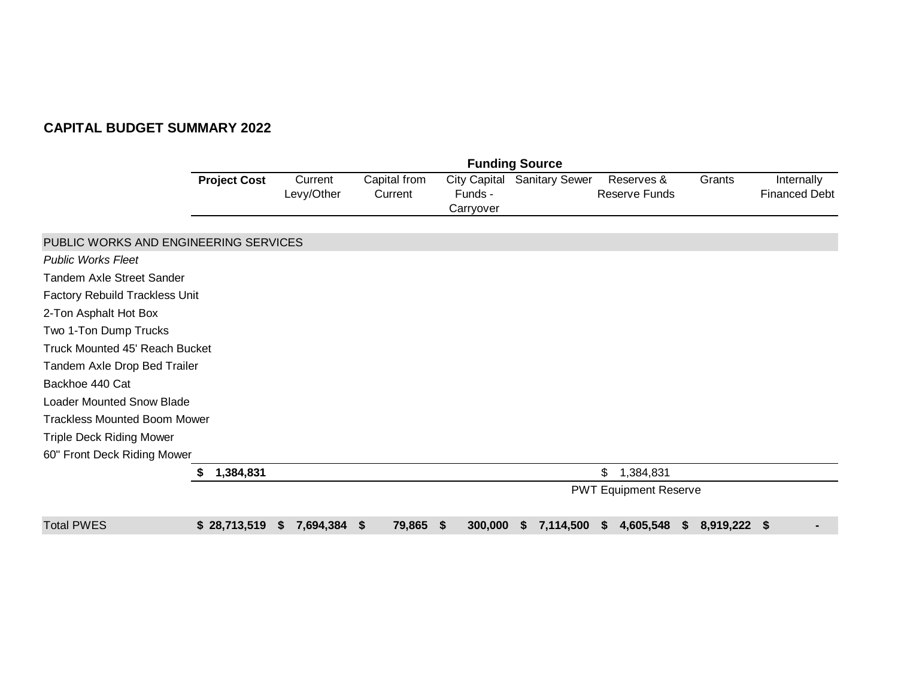## CAPITAL BUDGET SUMMARY 2022

| | Project Cost | Funding Source | | | | | | |
|---|---|---|---|---|---|---|---|---|
| | | Current Levy/Other | Capital from Current | City Capital Funds - Carryover | Sanitary Sewer | Reserves & Reserve Funds | Grants | Internally Financed Debt |
| PUBLIC WORKS AND ENGINEERING SERVICES | | | | | | | | |
| *Public Works Fleet* | | | | | | | | |
| Tandem Axle Street Sander | | | | | | | | |
| Factory Rebuild Trackless Unit | | | | | | | | |
| 2-Ton Asphalt Hot Box | | | | | | | | |
| Two 1-Ton Dump Trucks | | | | | | | | |
| Truck Mounted 45' Reach Bucket | | | | | | | | |
| Tandem Axle Drop Bed Trailer | | | | | | | | |
| Backhoe 440 Cat | | | | | | | | |
| Loader Mounted Snow Blade | | | | | | | | |
| Trackless Mounted Boom Mower | | | | | | | | |
| Triple Deck Riding Mower | | | | | | | | |
| 60" Front Deck Riding Mower | | | | | | | | |
| | **$ 1,384,831** | | | | | $ 1,384,831 | | |
| | | | | | | PWT Equipment Reserve | | |
| Total PWES | **$ 28,713,519** | **$ 7,694,384** | **$ 79,865** | **$ 300,000** | **$ 7,114,500** | **$ 4,605,548** | **$ 8,919,222** | **$ -** |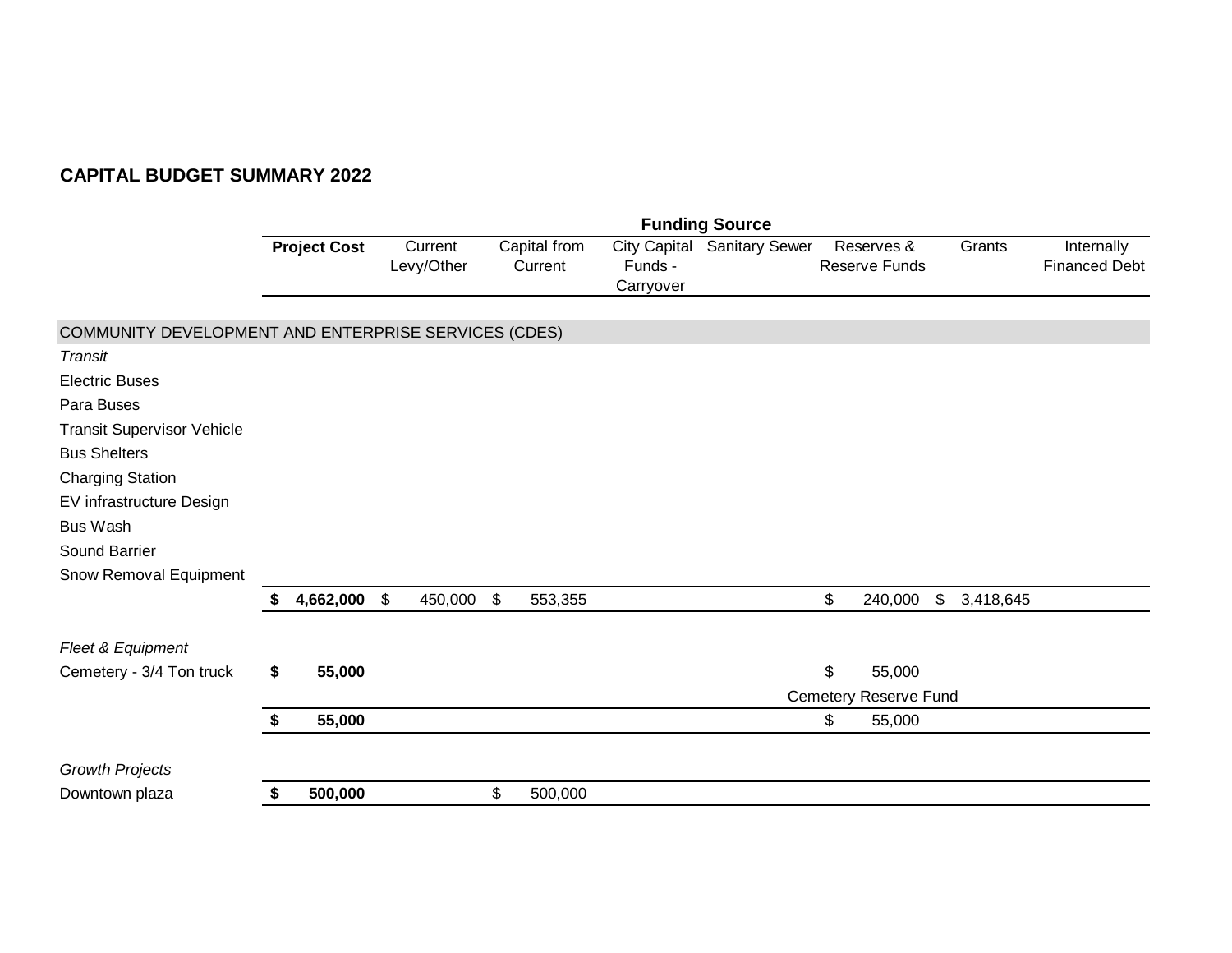## CAPITAL BUDGET SUMMARY 2022

| | Project Cost | Current Levy/Other | Capital from Current | City Capital Funds - Carryover | Sanitary Sewer | Reserves & Reserve Funds | Grants | Internally Financed Debt |
|---|---|---|---|---|---|---|---|---|
| | **Funding Source** | | | | | | | |
| **COMMUNITY DEVELOPMENT AND ENTERPRISE SERVICES (CDES)** | | | | | | | | |
| *Transit* | | | | | | | | |
| Electric Buses | | | | | | | | |
| Para Buses | | | | | | | | |
| Transit Supervisor Vehicle | | | | | | | | |
| Bus Shelters | | | | | | | | |
| Charging Station | | | | | | | | |
| EV infrastructure Design | | | | | | | | |
| Bus Wash | | | | | | | | |
| Sound Barrier | | | | | | | | |
| Snow Removal Equipment | | | | | | | | |
| | **$ 4,662,000** | $ 450,000 | $ 553,355 | | | $ 240,000 | $ 3,418,645 | |
| *Fleet & Equipment* | | | | | | | | |
| Cemetery - 3/4 Ton truck | **$ 55,000** | | | | | $ 55,000 | | |
| | | | | | | Cemetery Reserve Fund | | |
| | **$ 55,000** | | | | | $ 55,000 | | |
| *Growth Projects* | | | | | | | | |
| Downtown plaza | **$ 500,000** | | $ 500,000 | | | | | |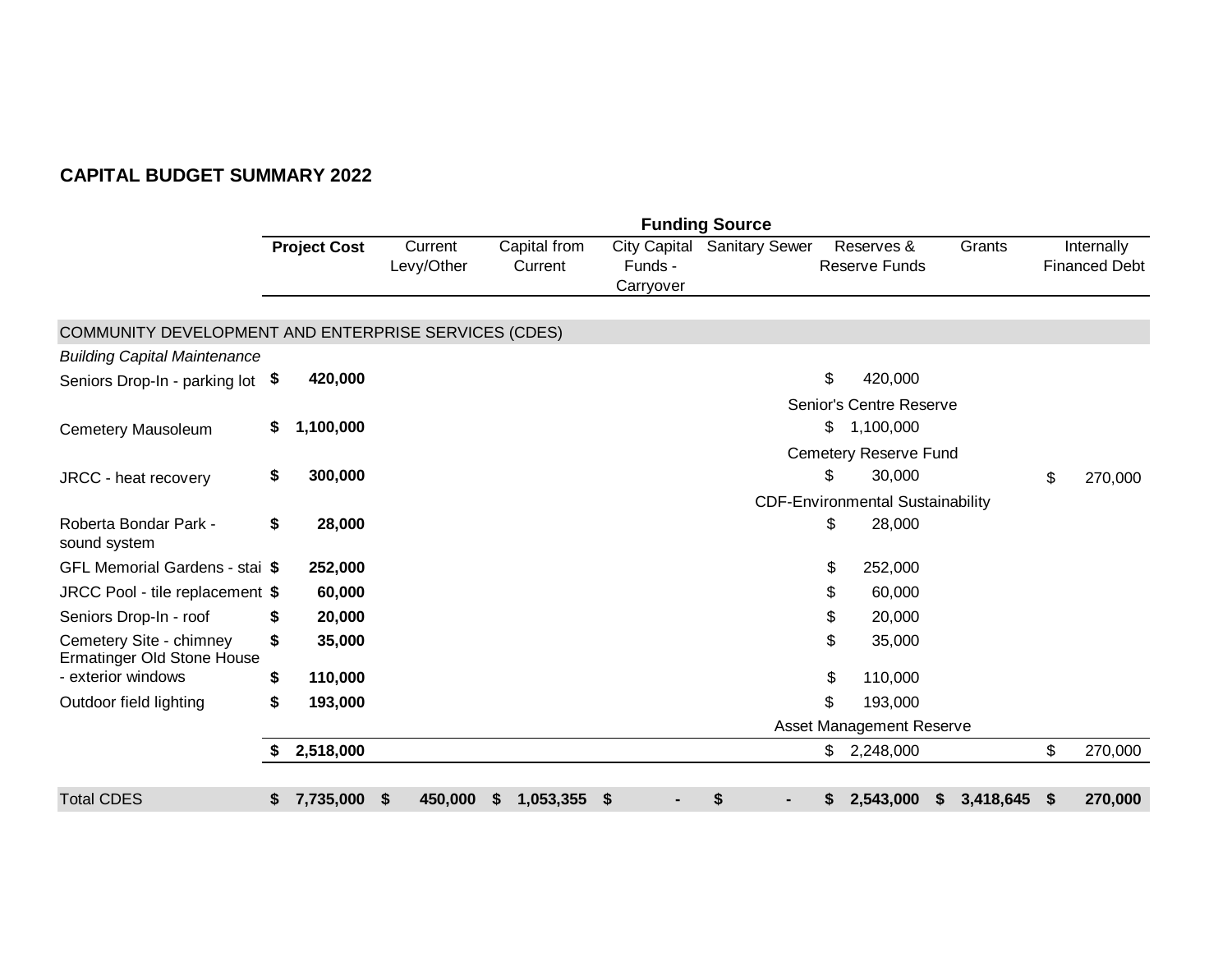## CAPITAL BUDGET SUMMARY 2022

| | Project Cost | Current Levy/Other | Capital from Current | City Capital Funds - Carryover | Sanitary Sewer | Reserves & Reserve Funds | Grants | Internally Financed Debt |
|---|---|---|---|---|---|---|---|---|
| | | | | | Funding Source | | | |
| **COMMUNITY DEVELOPMENT AND ENTERPRISE SERVICES (CDES)** | | | | | | | | |
| *Building Capital Maintenance* | | | | | | | | |
| Seniors Drop-In - parking lot | **$ 420,000** | | | | | $ 420,000 | | |
| | | | | | | Senior's Centre Reserve | | |
| Cemetery Mausoleum | **$ 1,100,000** | | | | | $ 1,100,000 | | |
| | | | | | | Cemetery Reserve Fund | | |
| JRCC - heat recovery | **$ 300,000** | | | | | $ 30,000 | | $ 270,000 |
| | | | | | | CDF-Environmental Sustainability | | |
| Roberta Bondar Park - sound system | **$ 28,000** | | | | | $ 28,000 | | |
| GFL Memorial Gardens - stai | **$ 252,000** | | | | | $ 252,000 | | |
| JRCC Pool - tile replacement | **$ 60,000** | | | | | $ 60,000 | | |
| Seniors Drop-In - roof | **$ 20,000** | | | | | $ 20,000 | | |
| Cemetery Site - chimney | **$ 35,000** | | | | | $ 35,000 | | |
| Ermatinger Old Stone House - exterior windows | **$ 110,000** | | | | | $ 110,000 | | |
| Outdoor field lighting | **$ 193,000** | | | | | $ 193,000 | | |
| | | | | | | Asset Management Reserve | | |
| | **$ 2,518,000** | | | | | $ 2,248,000 | | $ 270,000 |
| Total CDES | **$ 7,735,000** | **$ 450,000** | **$ 1,053,355** | **$ -** | **$ -** | **$ 2,543,000** | **$ 3,418,645** | **$ 270,000** |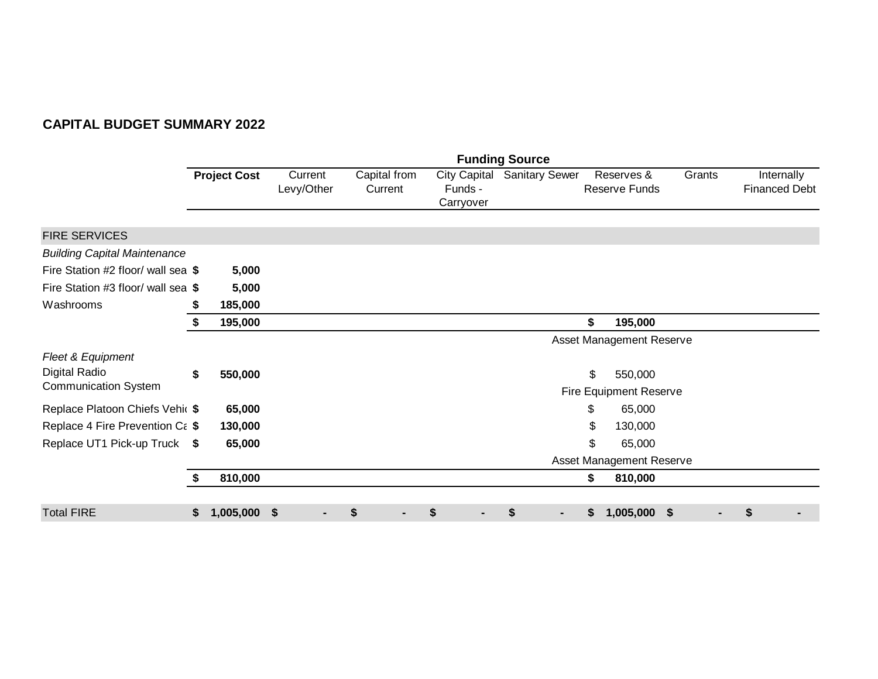## CAPITAL BUDGET SUMMARY 2022

| | Project Cost | Current Levy/Other | Capital from Current | City Capital Funds - Carryover | Sanitary Sewer | Reserves & Reserve Funds | Grants | Internally Financed Debt |
|---|---|---|---|---|---|---|---|---|
| | | **Funding Source** | | | | | | |
| FIRE SERVICES | | | | | | | | |
| *Building Capital Maintenance* | | | | | | | | |
| Fire Station #2 floor/ wall sea | **$ 5,000** | | | | | | | |
| Fire Station #3 floor/ wall sea | **$ 5,000** | | | | | | | |
| Washrooms | **$ 185,000** | | | | | | | |
| | **$ 195,000** | | | | | **$ 195,000** | | |
| | | | | | | Asset Management Reserve | | |
| *Fleet & Equipment* | | | | | | | | |
| Digital Radio Communication System | **$ 550,000** | | | | | $ 550,000 | | |
| | | | | | | Fire Equipment Reserve | | |
| Replace Platoon Chiefs Vehic | **$ 65,000** | | | | | $ 65,000 | | |
| Replace 4 Fire Prevention Ca | **$ 130,000** | | | | | $ 130,000 | | |
| Replace UT1 Pick-up Truck | **$ 65,000** | | | | | $ 65,000 | | |
| | | | | | | Asset Management Reserve | | |
| | **$ 810,000** | | | | | **$ 810,000** | | |
| Total FIRE | **$ 1,005,000** | **$ -** | **$ -** | **$ -** | **$ -** | **$ 1,005,000** | **$ -** | **$ -** |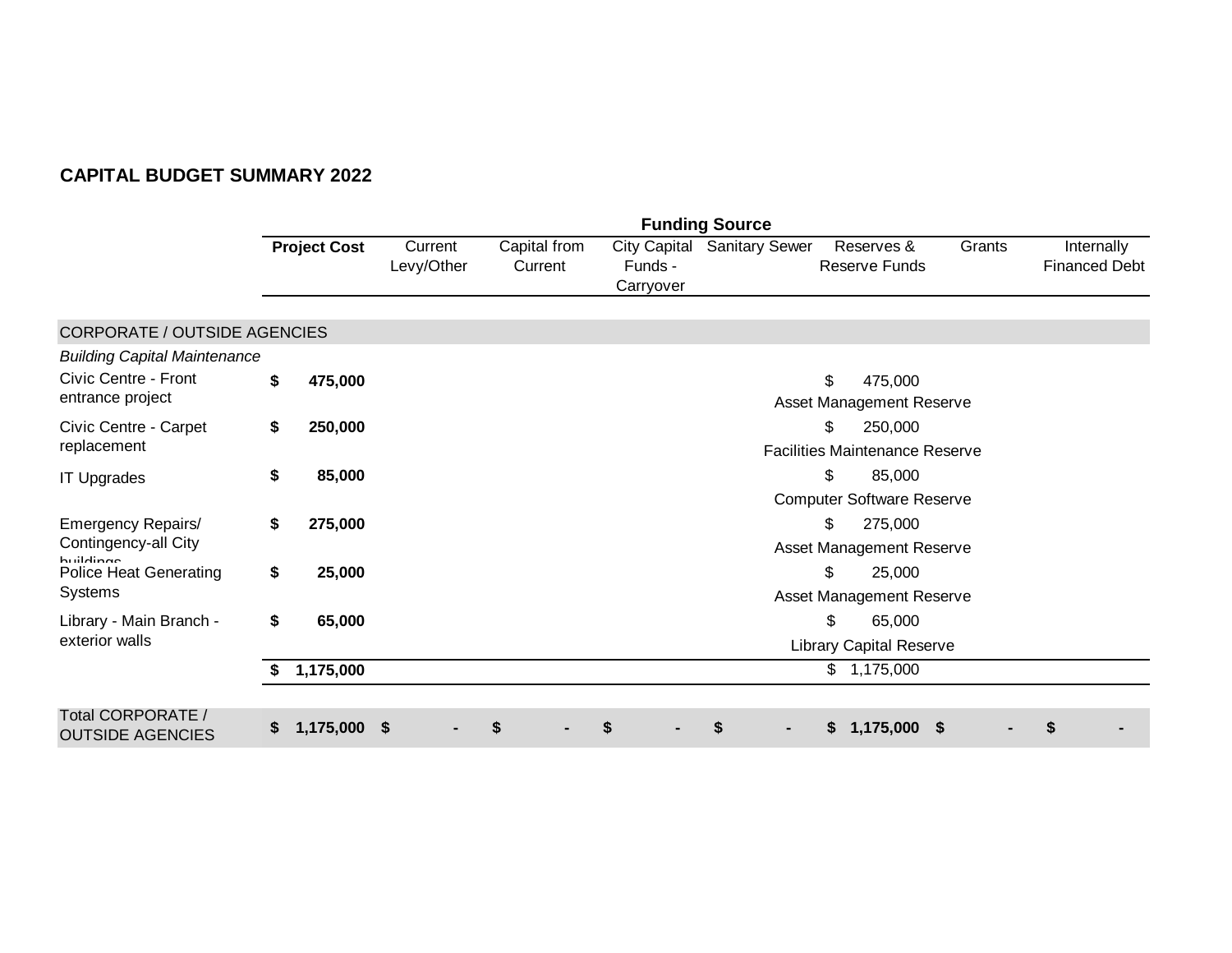## CAPITAL BUDGET SUMMARY 2022

| | Project Cost | Funding Source | | | | | | |
|---|---|---|---|---|---|---|---|---|
| | | Current Levy/Other | Capital from Current | City Capital Funds - Carryover | Sanitary Sewer | Reserves & Reserve Funds | Grants | Internally Financed Debt |
| **CORPORATE / OUTSIDE AGENCIES** | | | | | | | | |
| *Building Capital Maintenance* | | | | | | | | |
| Civic Centre - Front entrance project | **$ 475,000** | | | | | $ 475,000 Asset Management Reserve | | |
| Civic Centre - Carpet replacement | **$ 250,000** | | | | | $ 250,000 Facilities Maintenance Reserve | | |
| IT Upgrades | **$ 85,000** | | | | | $ 85,000 Computer Software Reserve | | |
| Emergency Repairs/ Contingency-all City buildings | **$ 275,000** | | | | | $ 275,000 Asset Management Reserve | | |
| Police Heat Generating Systems | **$ 25,000** | | | | | $ 25,000 Asset Management Reserve | | |
| Library - Main Branch - exterior walls | **$ 65,000** | | | | | $ 65,000 Library Capital Reserve | | |
| | **$ 1,175,000** | | | | | $ 1,175,000 | | |
| Total CORPORATE / OUTSIDE AGENCIES | **$ 1,175,000** | **$ -** | **$ -** | **$ -** | **$ -** | **$ 1,175,000** | **$ -** | **$ -** |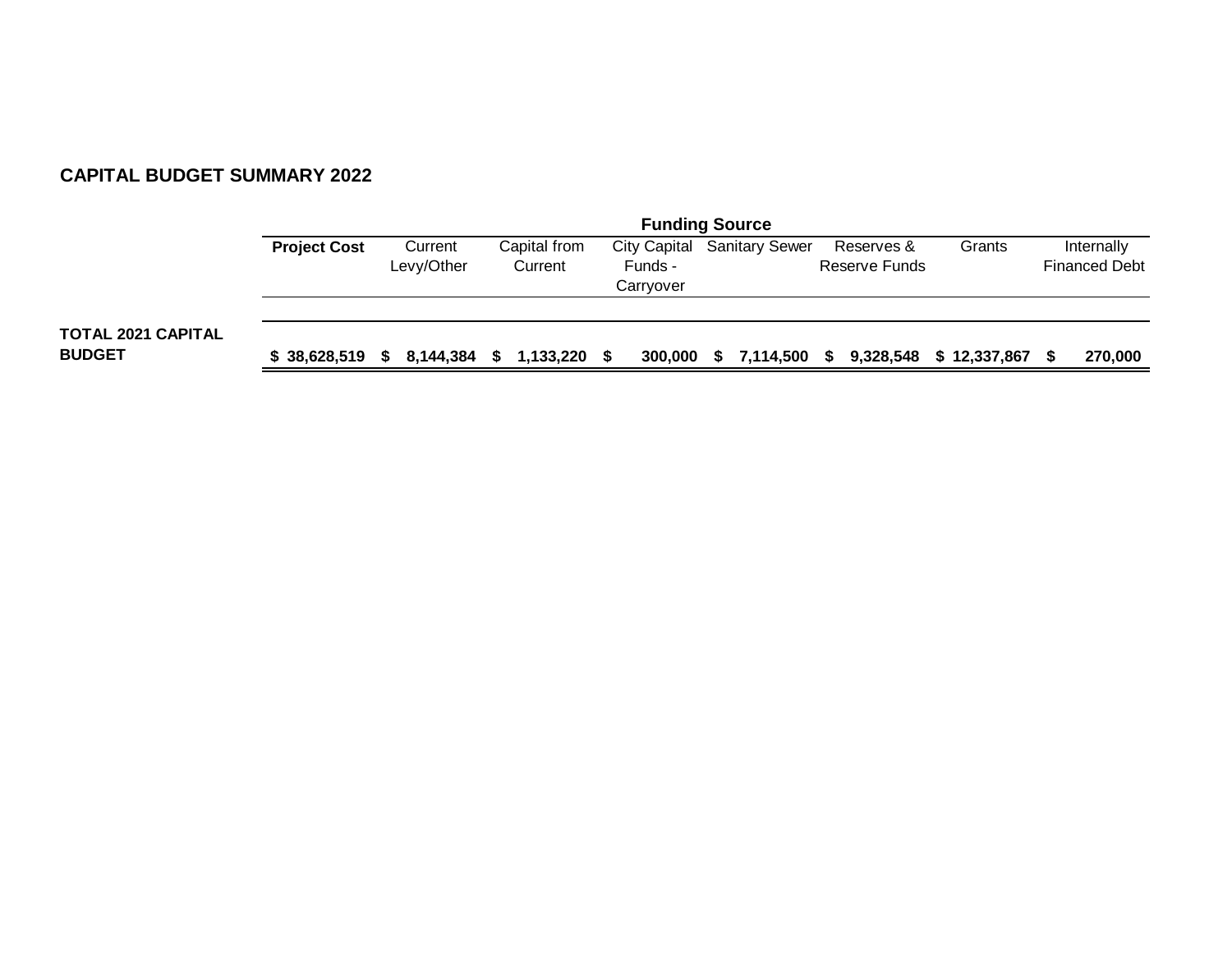## CAPITAL BUDGET SUMMARY 2022

| | | Funding Source | | | | | | |
|---|---|---|---|---|---|---|---|---|
| | **Project Cost** | Current Levy/Other | Capital from Current | City Capital Funds - Carryover | Sanitary Sewer | Reserves & Reserve Funds | Grants | Internally Financed Debt |
| **TOTAL 2021 CAPITAL BUDGET** | **$ 38,628,519** | **$ 8,144,384** | **$ 1,133,220** | **$ 300,000** | **$ 7,114,500** | **$ 9,328,548** | **$ 12,337,867** | **$ 270,000** |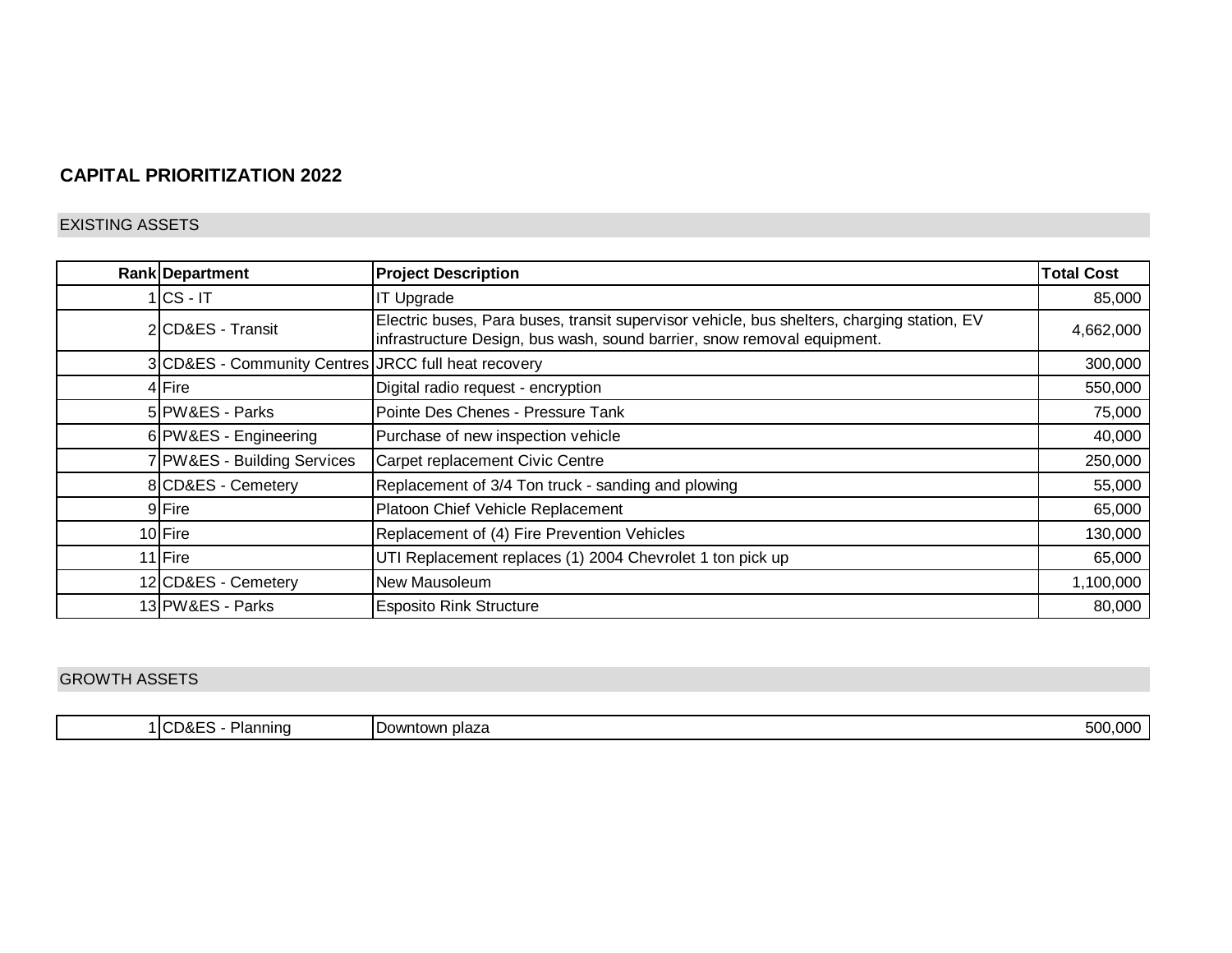## CAPITAL PRIORITIZATION 2022

### EXISTING ASSETS

| Rank | Department | Project Description | Total Cost |
|---|---|---|---|
| 1 | CS - IT | IT Upgrade | 85,000 |
| 2 | CD&ES - Transit | Electric buses, Para buses, transit supervisor vehicle, bus shelters, charging station, EV infrastructure Design, bus wash, sound barrier, snow removal equipment. | 4,662,000 |
| 3 | CD&ES - Community Centres | JRCC full heat recovery | 300,000 |
| 4 | Fire | Digital radio request - encryption | 550,000 |
| 5 | PW&ES - Parks | Pointe Des Chenes - Pressure Tank | 75,000 |
| 6 | PW&ES - Engineering | Purchase of new inspection vehicle | 40,000 |
| 7 | PW&ES - Building Services | Carpet replacement Civic Centre | 250,000 |
| 8 | CD&ES - Cemetery | Replacement of 3/4 Ton truck - sanding and plowing | 55,000 |
| 9 | Fire | Platoon Chief Vehicle Replacement | 65,000 |
| 10 | Fire | Replacement of (4) Fire Prevention Vehicles | 130,000 |
| 11 | Fire | UTI Replacement replaces (1) 2004 Chevrolet 1 ton pick up | 65,000 |
| 12 | CD&ES - Cemetery | New Mausoleum | 1,100,000 |
| 13 | PW&ES - Parks | Esposito Rink Structure | 80,000 |

### GROWTH ASSETS

| Rank | Department | Project Description | Total Cost |
|---|---|---|---|
| 1 | CD&ES - Planning | Downtown plaza | 500,000 |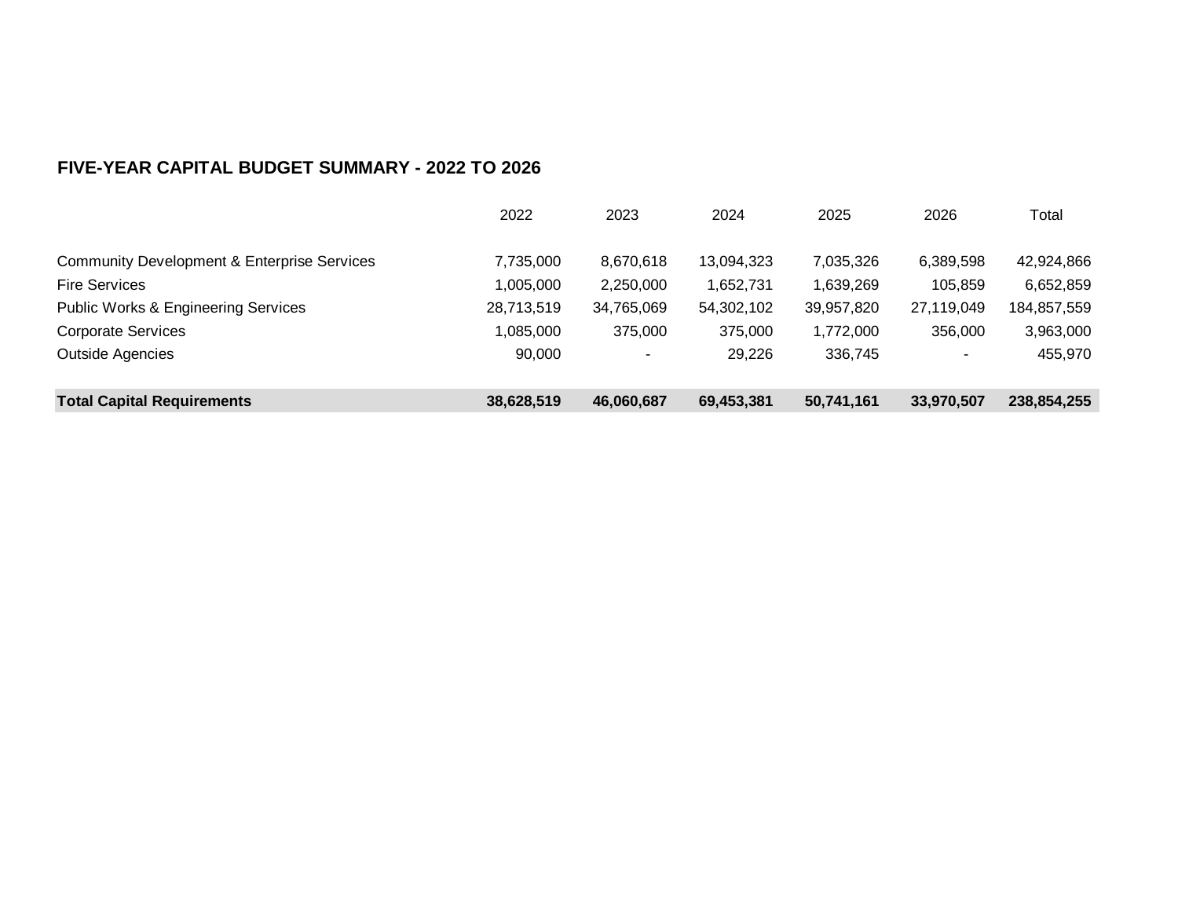## FIVE-YEAR CAPITAL BUDGET SUMMARY - 2022 TO 2026

| | 2022 | 2023 | 2024 | 2025 | 2026 | Total |
|---|---|---|---|---|---|---|
| Community Development & Enterprise Services | 7,735,000 | 8,670,618 | 13,094,323 | 7,035,326 | 6,389,598 | 42,924,866 |
| Fire Services | 1,005,000 | 2,250,000 | 1,652,731 | 1,639,269 | 105,859 | 6,652,859 |
| Public Works & Engineering Services | 28,713,519 | 34,765,069 | 54,302,102 | 39,957,820 | 27,119,049 | 184,857,559 |
| Corporate Services | 1,085,000 | 375,000 | 375,000 | 1,772,000 | 356,000 | 3,963,000 |
| Outside Agencies | 90,000 | - | 29,226 | 336,745 | - | 455,970 |
| **Total Capital Requirements** | **38,628,519** | **46,060,687** | **69,453,381** | **50,741,161** | **33,970,507** | **238,854,255** |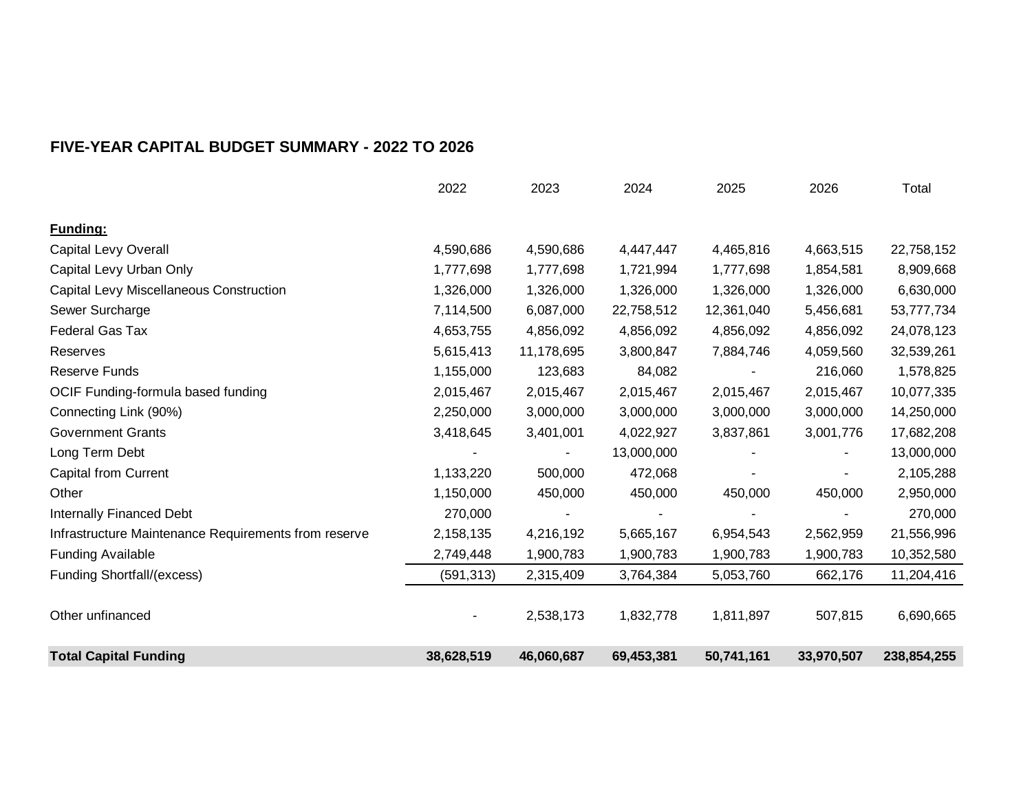**FIVE-YEAR CAPITAL BUDGET SUMMARY - 2022 TO 2026**

| | 2022 | 2023 | 2024 | 2025 | 2026 | Total |
|---|---|---|---|---|---|---|
| **Funding:** | | | | | | |
| Capital Levy Overall | 4,590,686 | 4,590,686 | 4,447,447 | 4,465,816 | 4,663,515 | 22,758,152 |
| Capital Levy Urban Only | 1,777,698 | 1,777,698 | 1,721,994 | 1,777,698 | 1,854,581 | 8,909,668 |
| Capital Levy Miscellaneous Construction | 1,326,000 | 1,326,000 | 1,326,000 | 1,326,000 | 1,326,000 | 6,630,000 |
| Sewer Surcharge | 7,114,500 | 6,087,000 | 22,758,512 | 12,361,040 | 5,456,681 | 53,777,734 |
| Federal Gas Tax | 4,653,755 | 4,856,092 | 4,856,092 | 4,856,092 | 4,856,092 | 24,078,123 |
| Reserves | 5,615,413 | 11,178,695 | 3,800,847 | 7,884,746 | 4,059,560 | 32,539,261 |
| Reserve Funds | 1,155,000 | 123,683 | 84,082 | - | 216,060 | 1,578,825 |
| OCIF Funding-formula based funding | 2,015,467 | 2,015,467 | 2,015,467 | 2,015,467 | 2,015,467 | 10,077,335 |
| Connecting Link (90%) | 2,250,000 | 3,000,000 | 3,000,000 | 3,000,000 | 3,000,000 | 14,250,000 |
| Government Grants | 3,418,645 | 3,401,001 | 4,022,927 | 3,837,861 | 3,001,776 | 17,682,208 |
| Long Term Debt | - | - | 13,000,000 | - | - | 13,000,000 |
| Capital from Current | 1,133,220 | 500,000 | 472,068 | - | - | 2,105,288 |
| Other | 1,150,000 | 450,000 | 450,000 | 450,000 | 450,000 | 2,950,000 |
| Internally Financed Debt | 270,000 | - | - | - | - | 270,000 |
| Infrastructure Maintenance Requirements from reserve | 2,158,135 | 4,216,192 | 5,665,167 | 6,954,543 | 2,562,959 | 21,556,996 |
| Funding Available | 2,749,448 | 1,900,783 | 1,900,783 | 1,900,783 | 1,900,783 | 10,352,580 |
| Funding Shortfall/(excess) | (591,313) | 2,315,409 | 3,764,384 | 5,053,760 | 662,176 | 11,204,416 |
| Other unfinanced | - | 2,538,173 | 1,832,778 | 1,811,897 | 507,815 | 6,690,665 |
| **Total Capital Funding** | **38,628,519** | **46,060,687** | **69,453,381** | **50,741,161** | **33,970,507** | **238,854,255** |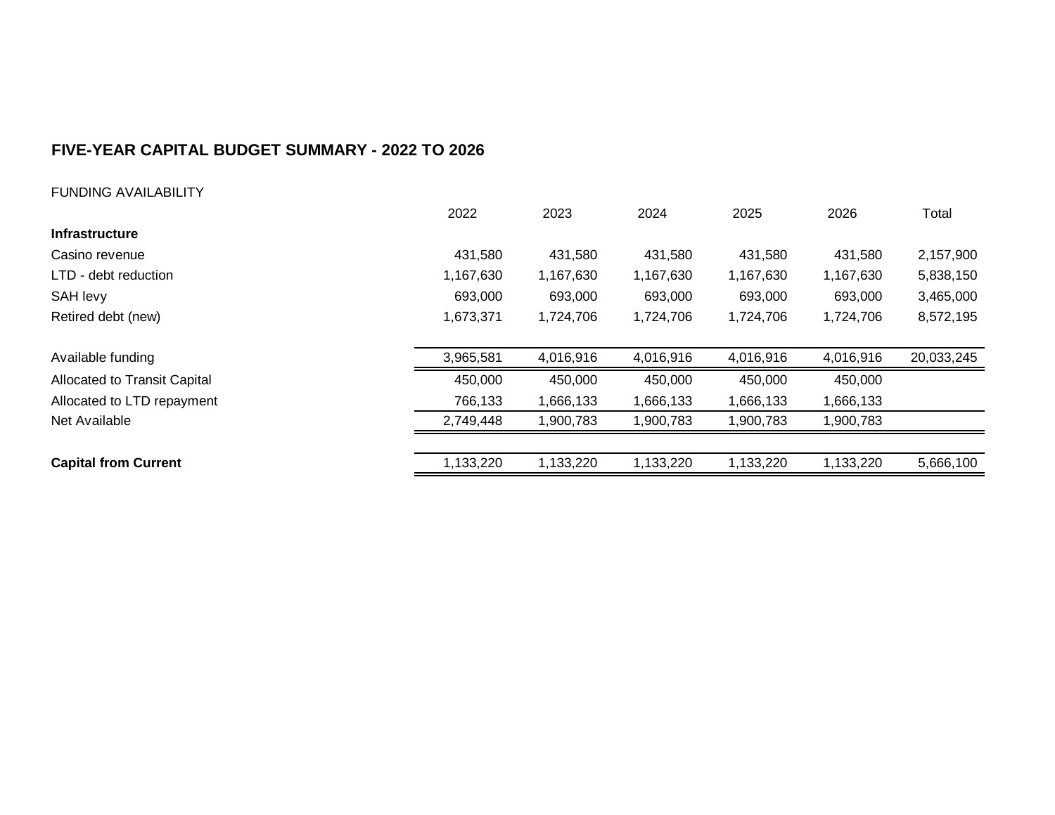## FIVE-YEAR CAPITAL BUDGET SUMMARY - 2022 TO 2026

FUNDING AVAILABILITY

| | 2022 | 2023 | 2024 | 2025 | 2026 | Total |
|---|---|---|---|---|---|---|
| **Infrastructure** | | | | | | |
| Casino revenue | 431,580 | 431,580 | 431,580 | 431,580 | 431,580 | 2,157,900 |
| LTD - debt reduction | 1,167,630 | 1,167,630 | 1,167,630 | 1,167,630 | 1,167,630 | 5,838,150 |
| SAH levy | 693,000 | 693,000 | 693,000 | 693,000 | 693,000 | 3,465,000 |
| Retired debt (new) | 1,673,371 | 1,724,706 | 1,724,706 | 1,724,706 | 1,724,706 | 8,572,195 |
| Available funding | 3,965,581 | 4,016,916 | 4,016,916 | 4,016,916 | 4,016,916 | 20,033,245 |
| Allocated to Transit Capital | 450,000 | 450,000 | 450,000 | 450,000 | 450,000 | |
| Allocated to LTD repayment | 766,133 | 1,666,133 | 1,666,133 | 1,666,133 | 1,666,133 | |
| Net Available | 2,749,448 | 1,900,783 | 1,900,783 | 1,900,783 | 1,900,783 | |
| **Capital from Current** | 1,133,220 | 1,133,220 | 1,133,220 | 1,133,220 | 1,133,220 | 5,666,100 |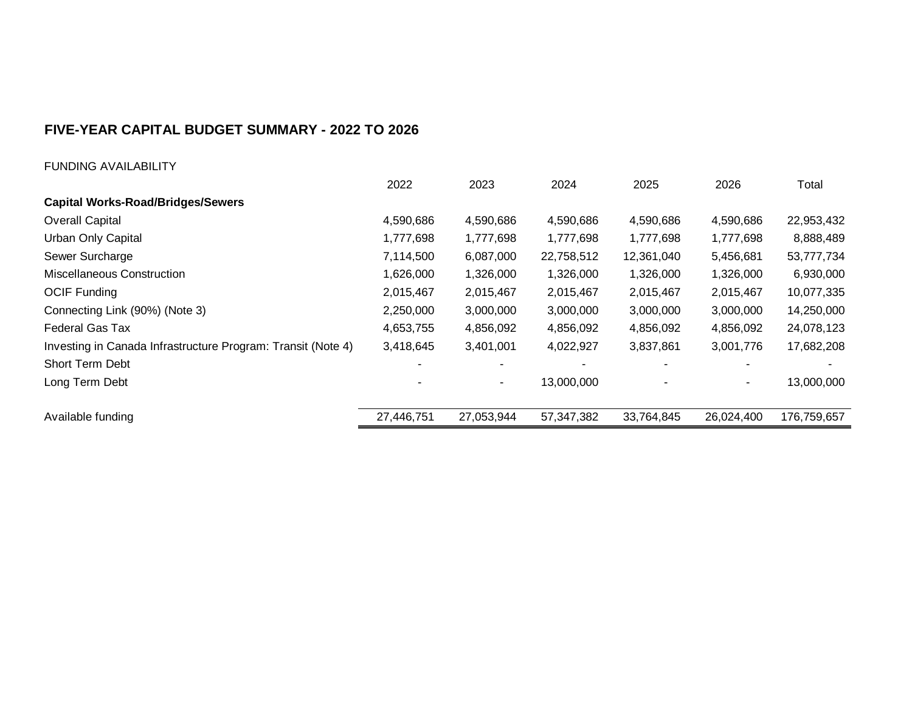## FIVE-YEAR CAPITAL BUDGET SUMMARY - 2022 TO 2026

FUNDING AVAILABILITY

| | 2022 | 2023 | 2024 | 2025 | 2026 | Total |
|---|---|---|---|---|---|---|
| **Capital Works-Road/Bridges/Sewers** | | | | | | |
| Overall Capital | 4,590,686 | 4,590,686 | 4,590,686 | 4,590,686 | 4,590,686 | 22,953,432 |
| Urban Only Capital | 1,777,698 | 1,777,698 | 1,777,698 | 1,777,698 | 1,777,698 | 8,888,489 |
| Sewer Surcharge | 7,114,500 | 6,087,000 | 22,758,512 | 12,361,040 | 5,456,681 | 53,777,734 |
| Miscellaneous Construction | 1,626,000 | 1,326,000 | 1,326,000 | 1,326,000 | 1,326,000 | 6,930,000 |
| OCIF Funding | 2,015,467 | 2,015,467 | 2,015,467 | 2,015,467 | 2,015,467 | 10,077,335 |
| Connecting Link (90%) (Note 3) | 2,250,000 | 3,000,000 | 3,000,000 | 3,000,000 | 3,000,000 | 14,250,000 |
| Federal Gas Tax | 4,653,755 | 4,856,092 | 4,856,092 | 4,856,092 | 4,856,092 | 24,078,123 |
| Investing in Canada Infrastructure Program: Transit (Note 4) | 3,418,645 | 3,401,001 | 4,022,927 | 3,837,861 | 3,001,776 | 17,682,208 |
| Short Term Debt | - | - | - | - | - | - |
| Long Term Debt | - | - | 13,000,000 | - | - | 13,000,000 |
| Available funding | 27,446,751 | 27,053,944 | 57,347,382 | 33,764,845 | 26,024,400 | 176,759,657 |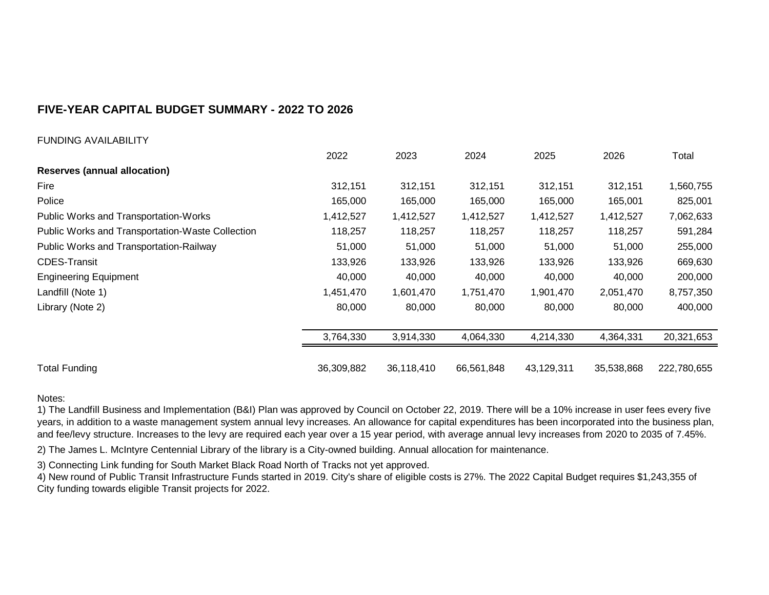## FIVE-YEAR CAPITAL BUDGET SUMMARY - 2022 TO 2026

FUNDING AVAILABILITY

| | 2022 | 2023 | 2024 | 2025 | 2026 | Total |
|---|---|---|---|---|---|---|
| **Reserves (annual allocation)** | | | | | | |
| Fire | 312,151 | 312,151 | 312,151 | 312,151 | 312,151 | 1,560,755 |
| Police | 165,000 | 165,000 | 165,000 | 165,000 | 165,001 | 825,001 |
| Public Works and Transportation-Works | 1,412,527 | 1,412,527 | 1,412,527 | 1,412,527 | 1,412,527 | 7,062,633 |
| Public Works and Transportation-Waste Collection | 118,257 | 118,257 | 118,257 | 118,257 | 118,257 | 591,284 |
| Public Works and Transportation-Railway | 51,000 | 51,000 | 51,000 | 51,000 | 51,000 | 255,000 |
| CDES-Transit | 133,926 | 133,926 | 133,926 | 133,926 | 133,926 | 669,630 |
| Engineering Equipment | 40,000 | 40,000 | 40,000 | 40,000 | 40,000 | 200,000 |
| Landfill (Note 1) | 1,451,470 | 1,601,470 | 1,751,470 | 1,901,470 | 2,051,470 | 8,757,350 |
| Library (Note 2) | 80,000 | 80,000 | 80,000 | 80,000 | 80,000 | 400,000 |
| | 3,764,330 | 3,914,330 | 4,064,330 | 4,214,330 | 4,364,331 | 20,321,653 |
| Total Funding | 36,309,882 | 36,118,410 | 66,561,848 | 43,129,311 | 35,538,868 | 222,780,655 |

Notes:

1) The Landfill Business and Implementation (B&I) Plan was approved by Council on October 22, 2019. There will be a 10% increase in user fees every five years, in addition to a waste management system annual levy increases. An allowance for capital expenditures has been incorporated into the business plan, and fee/levy structure. Increases to the levy are required each year over a 15 year period, with average annual levy increases from 2020 to 2035 of 7.45%.

2) The James L. McIntyre Centennial Library of the library is a City-owned building. Annual allocation for maintenance.

3) Connecting Link funding for South Market Black Road North of Tracks not yet approved.

4) New round of Public Transit Infrastructure Funds started in 2019. City's share of eligible costs is 27%. The 2022 Capital Budget requires $1,243,355 of City funding towards eligible Transit projects for 2022.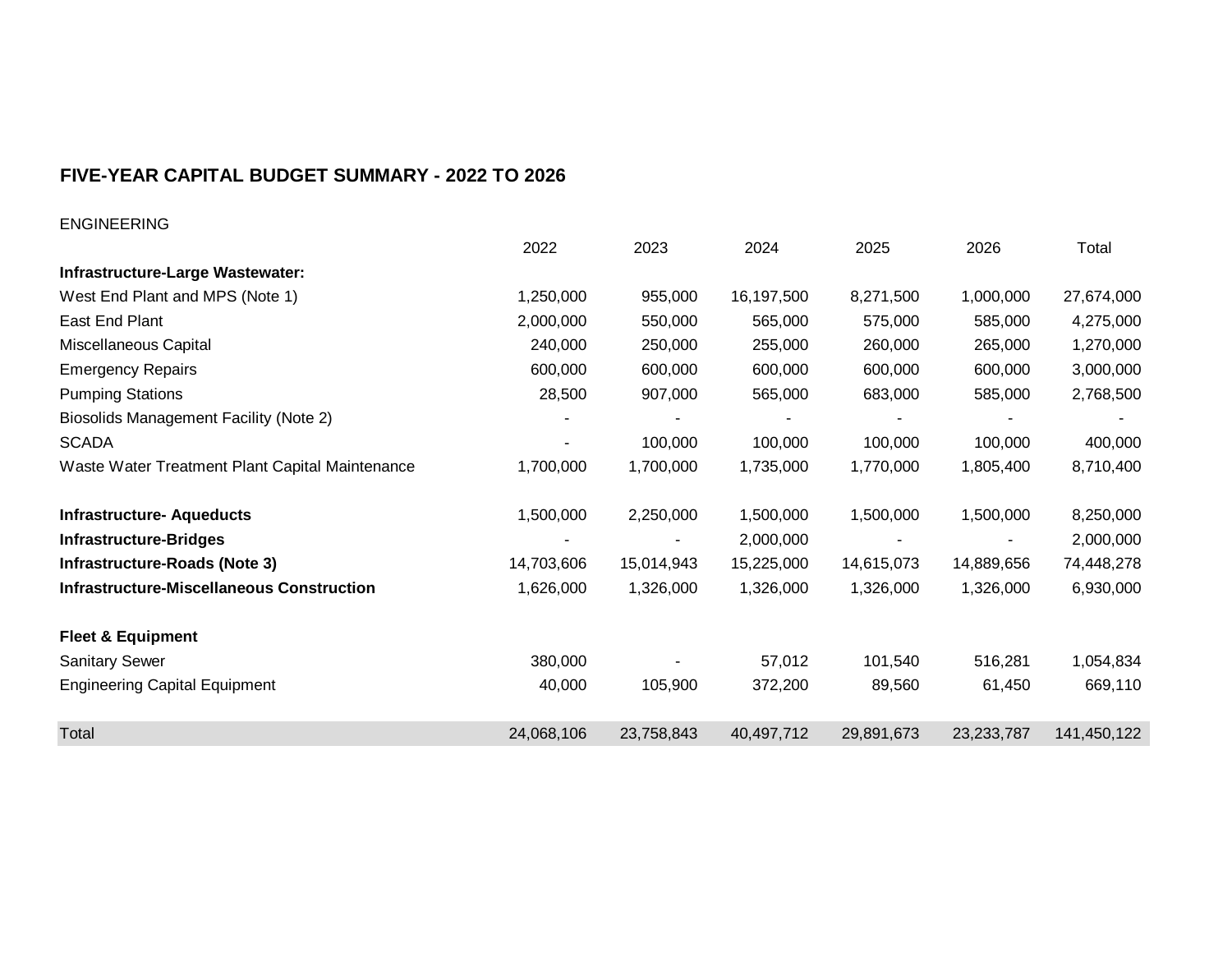## FIVE-YEAR CAPITAL BUDGET SUMMARY - 2022 TO 2026

ENGINEERING

| | 2022 | 2023 | 2024 | 2025 | 2026 | Total |
|---|---|---|---|---|---|---|
| **Infrastructure-Large Wastewater:** | | | | | | |
| West End Plant and MPS (Note 1) | 1,250,000 | 955,000 | 16,197,500 | 8,271,500 | 1,000,000 | 27,674,000 |
| East End Plant | 2,000,000 | 550,000 | 565,000 | 575,000 | 585,000 | 4,275,000 |
| Miscellaneous Capital | 240,000 | 250,000 | 255,000 | 260,000 | 265,000 | 1,270,000 |
| Emergency Repairs | 600,000 | 600,000 | 600,000 | 600,000 | 600,000 | 3,000,000 |
| Pumping Stations | 28,500 | 907,000 | 565,000 | 683,000 | 585,000 | 2,768,500 |
| Biosolids Management Facility (Note 2) | - | - | - | - | - | - |
| SCADA | - | 100,000 | 100,000 | 100,000 | 100,000 | 400,000 |
| Waste Water Treatment Plant Capital Maintenance | 1,700,000 | 1,700,000 | 1,735,000 | 1,770,000 | 1,805,400 | 8,710,400 |
| | | | | | | |
| **Infrastructure- Aqueducts** | 1,500,000 | 2,250,000 | 1,500,000 | 1,500,000 | 1,500,000 | 8,250,000 |
| **Infrastructure-Bridges** | - | - | 2,000,000 | - | - | 2,000,000 |
| **Infrastructure-Roads (Note 3)** | 14,703,606 | 15,014,943 | 15,225,000 | 14,615,073 | 14,889,656 | 74,448,278 |
| **Infrastructure-Miscellaneous Construction** | 1,626,000 | 1,326,000 | 1,326,000 | 1,326,000 | 1,326,000 | 6,930,000 |
| | | | | | | |
| **Fleet & Equipment** | | | | | | |
| Sanitary Sewer | 380,000 | - | 57,012 | 101,540 | 516,281 | 1,054,834 |
| Engineering Capital Equipment | 40,000 | 105,900 | 372,200 | 89,560 | 61,450 | 669,110 |
| | | | | | | |
| Total | 24,068,106 | 23,758,843 | 40,497,712 | 29,891,673 | 23,233,787 | 141,450,122 |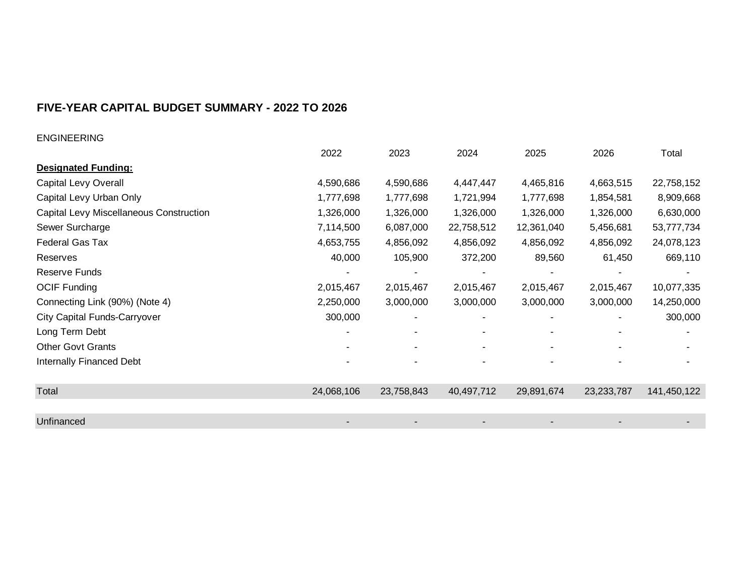## FIVE-YEAR CAPITAL BUDGET SUMMARY - 2022 TO 2026

ENGINEERING

| | 2022 | 2023 | 2024 | 2025 | 2026 | Total |
|---|---|---|---|---|---|---|
| **Designated Funding:** | | | | | | |
| Capital Levy Overall | 4,590,686 | 4,590,686 | 4,447,447 | 4,465,816 | 4,663,515 | 22,758,152 |
| Capital Levy Urban Only | 1,777,698 | 1,777,698 | 1,721,994 | 1,777,698 | 1,854,581 | 8,909,668 |
| Capital Levy Miscellaneous Construction | 1,326,000 | 1,326,000 | 1,326,000 | 1,326,000 | 1,326,000 | 6,630,000 |
| Sewer Surcharge | 7,114,500 | 6,087,000 | 22,758,512 | 12,361,040 | 5,456,681 | 53,777,734 |
| Federal Gas Tax | 4,653,755 | 4,856,092 | 4,856,092 | 4,856,092 | 4,856,092 | 24,078,123 |
| Reserves | 40,000 | 105,900 | 372,200 | 89,560 | 61,450 | 669,110 |
| Reserve Funds | - | - | - | - | - | - |
| OCIF Funding | 2,015,467 | 2,015,467 | 2,015,467 | 2,015,467 | 2,015,467 | 10,077,335 |
| Connecting Link (90%) (Note 4) | 2,250,000 | 3,000,000 | 3,000,000 | 3,000,000 | 3,000,000 | 14,250,000 |
| City Capital Funds-Carryover | 300,000 | - | - | - | - | 300,000 |
| Long Term Debt | - | - | - | - | - | - |
| Other Govt Grants | - | - | - | - | - | - |
| Internally Financed Debt | - | - | - | - | - | - |
| Total | 24,068,106 | 23,758,843 | 40,497,712 | 29,891,674 | 23,233,787 | 141,450,122 |
| Unfinanced | - | - | - | - | - | - |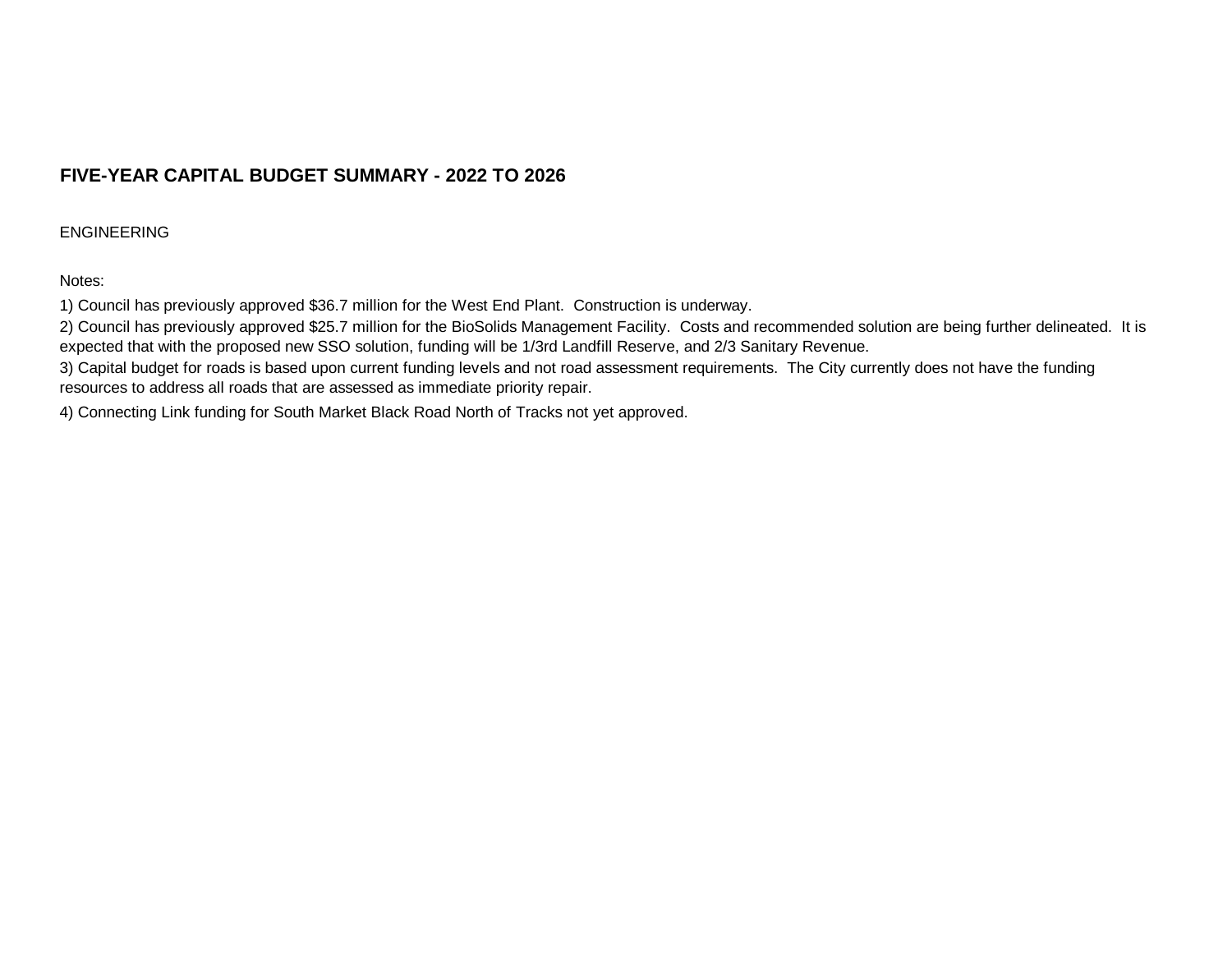## FIVE-YEAR CAPITAL BUDGET SUMMARY - 2022 TO 2026

ENGINEERING

Notes:

1) Council has previously approved $36.7 million for the West End Plant. Construction is underway.

2) Council has previously approved $25.7 million for the BioSolids Management Facility. Costs and recommended solution are being further delineated. It is expected that with the proposed new SSO solution, funding will be 1/3rd Landfill Reserve, and 2/3 Sanitary Revenue.

3) Capital budget for roads is based upon current funding levels and not road assessment requirements. The City currently does not have the funding resources to address all roads that are assessed as immediate priority repair.

4) Connecting Link funding for South Market Black Road North of Tracks not yet approved.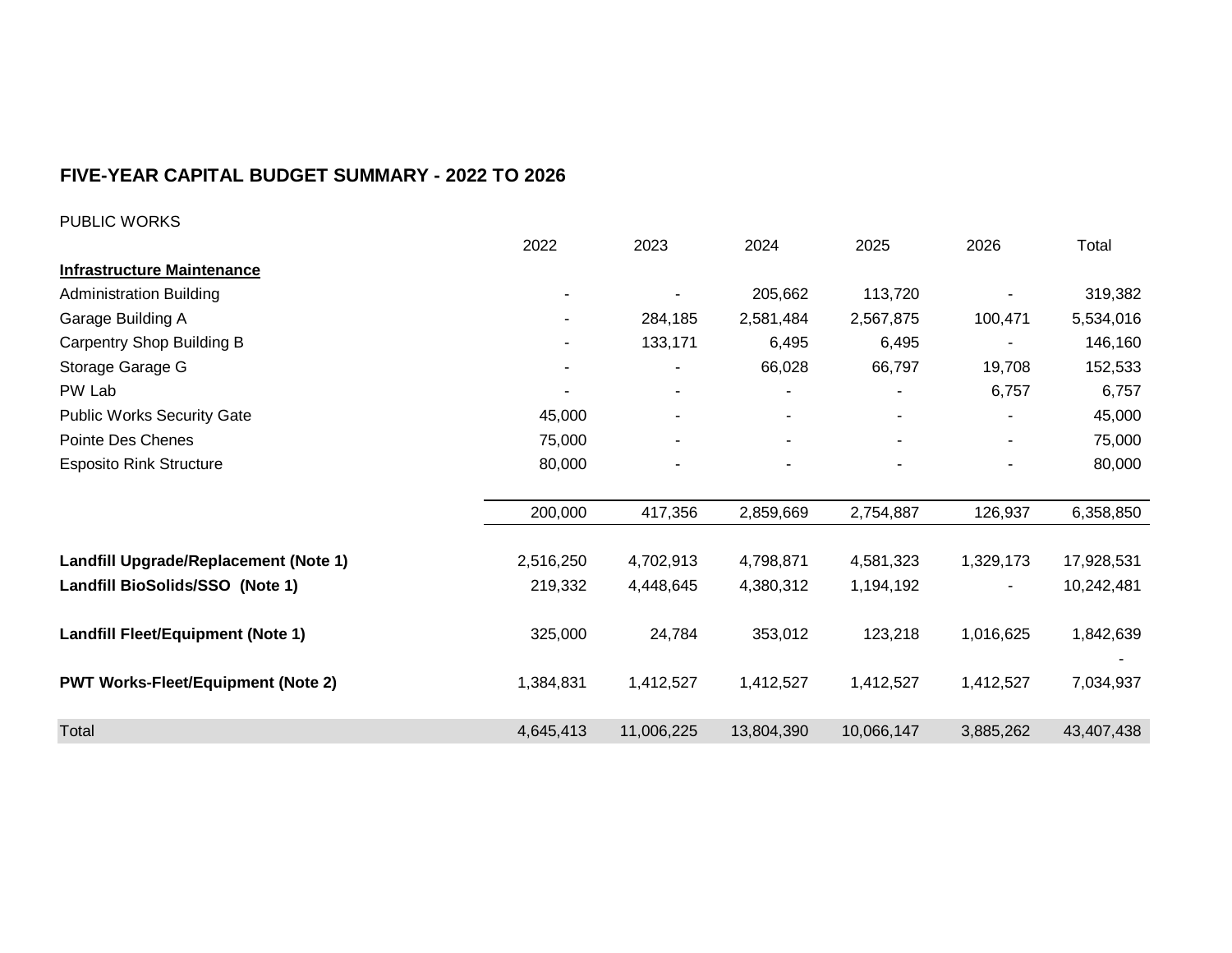## FIVE-YEAR CAPITAL BUDGET SUMMARY - 2022 TO 2026

PUBLIC WORKS

| | 2022 | 2023 | 2024 | 2025 | 2026 | Total |
|---|---|---|---|---|---|---|
| **Infrastructure Maintenance** | | | | | | |
| Administration Building | - | - | 205,662 | 113,720 | - | 319,382 |
| Garage Building A | - | 284,185 | 2,581,484 | 2,567,875 | 100,471 | 5,534,016 |
| Carpentry Shop Building B | - | 133,171 | 6,495 | 6,495 | - | 146,160 |
| Storage Garage G | - | - | 66,028 | 66,797 | 19,708 | 152,533 |
| PW Lab | - | - | - | - | 6,757 | 6,757 |
| Public Works Security Gate | 45,000 | - | - | - | - | 45,000 |
| Pointe Des Chenes | 75,000 | - | - | - | - | 75,000 |
| Esposito Rink Structure | 80,000 | - | - | - | - | 80,000 |
| | 200,000 | 417,356 | 2,859,669 | 2,754,887 | 126,937 | 6,358,850 |
| **Landfill Upgrade/Replacement (Note 1)** | 2,516,250 | 4,702,913 | 4,798,871 | 4,581,323 | 1,329,173 | 17,928,531 |
| **Landfill BioSolids/SSO (Note 1)** | 219,332 | 4,448,645 | 4,380,312 | 1,194,192 | - | 10,242,481 |
| **Landfill Fleet/Equipment (Note 1)** | 325,000 | 24,784 | 353,012 | 123,218 | 1,016,625 | 1,842,639 |
| | | | | | | - |
| **PWT Works-Fleet/Equipment (Note 2)** | 1,384,831 | 1,412,527 | 1,412,527 | 1,412,527 | 1,412,527 | 7,034,937 |
| Total | 4,645,413 | 11,006,225 | 13,804,390 | 10,066,147 | 3,885,262 | 43,407,438 |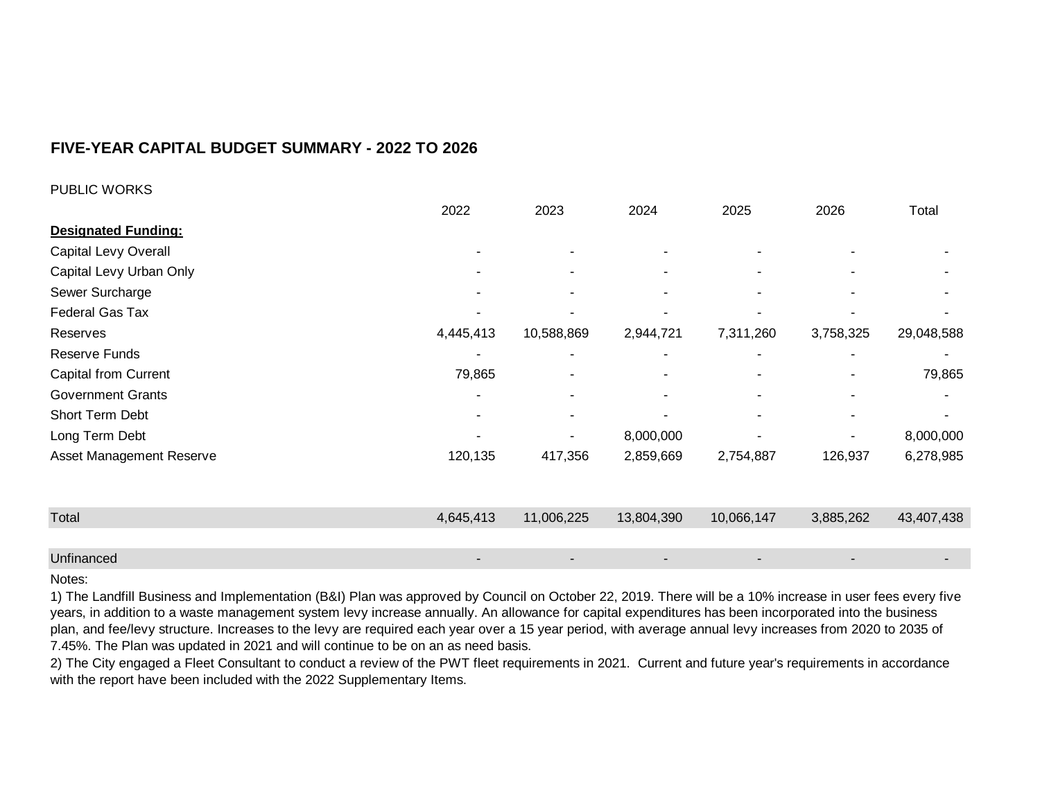## FIVE-YEAR CAPITAL BUDGET SUMMARY - 2022 TO 2026

PUBLIC WORKS

| | 2022 | 2023 | 2024 | 2025 | 2026 | Total |
|---|---|---|---|---|---|---|
| **Designated Funding:** | | | | | | |
| Capital Levy Overall | - | - | - | - | - | - |
| Capital Levy Urban Only | - | - | - | - | - | - |
| Sewer Surcharge | - | - | - | - | - | - |
| Federal Gas Tax | - | - | - | - | - | - |
| Reserves | 4,445,413 | 10,588,869 | 2,944,721 | 7,311,260 | 3,758,325 | 29,048,588 |
| Reserve Funds | - | - | - | - | - | - |
| Capital from Current | 79,865 | - | - | - | - | 79,865 |
| Government Grants | - | - | - | - | - | - |
| Short Term Debt | - | - | - | - | - | - |
| Long Term Debt | - | - | 8,000,000 | - | - | 8,000,000 |
| Asset Management Reserve | 120,135 | 417,356 | 2,859,669 | 2,754,887 | 126,937 | 6,278,985 |
| Total | 4,645,413 | 11,006,225 | 13,804,390 | 10,066,147 | 3,885,262 | 43,407,438 |
| Unfinanced | - | - | - | - | - | - |

Notes:

1) The Landfill Business and Implementation (B&I) Plan was approved by Council on October 22, 2019. There will be a 10% increase in user fees every five years, in addition to a waste management system levy increase annually. An allowance for capital expenditures has been incorporated into the business plan, and fee/levy structure. Increases to the levy are required each year over a 15 year period, with average annual levy increases from 2020 to 2035 of 7.45%. The Plan was updated in 2021 and will continue to be on an as need basis.

2) The City engaged a Fleet Consultant to conduct a review of the PWT fleet requirements in 2021. Current and future year's requirements in accordance with the report have been included with the 2022 Supplementary Items.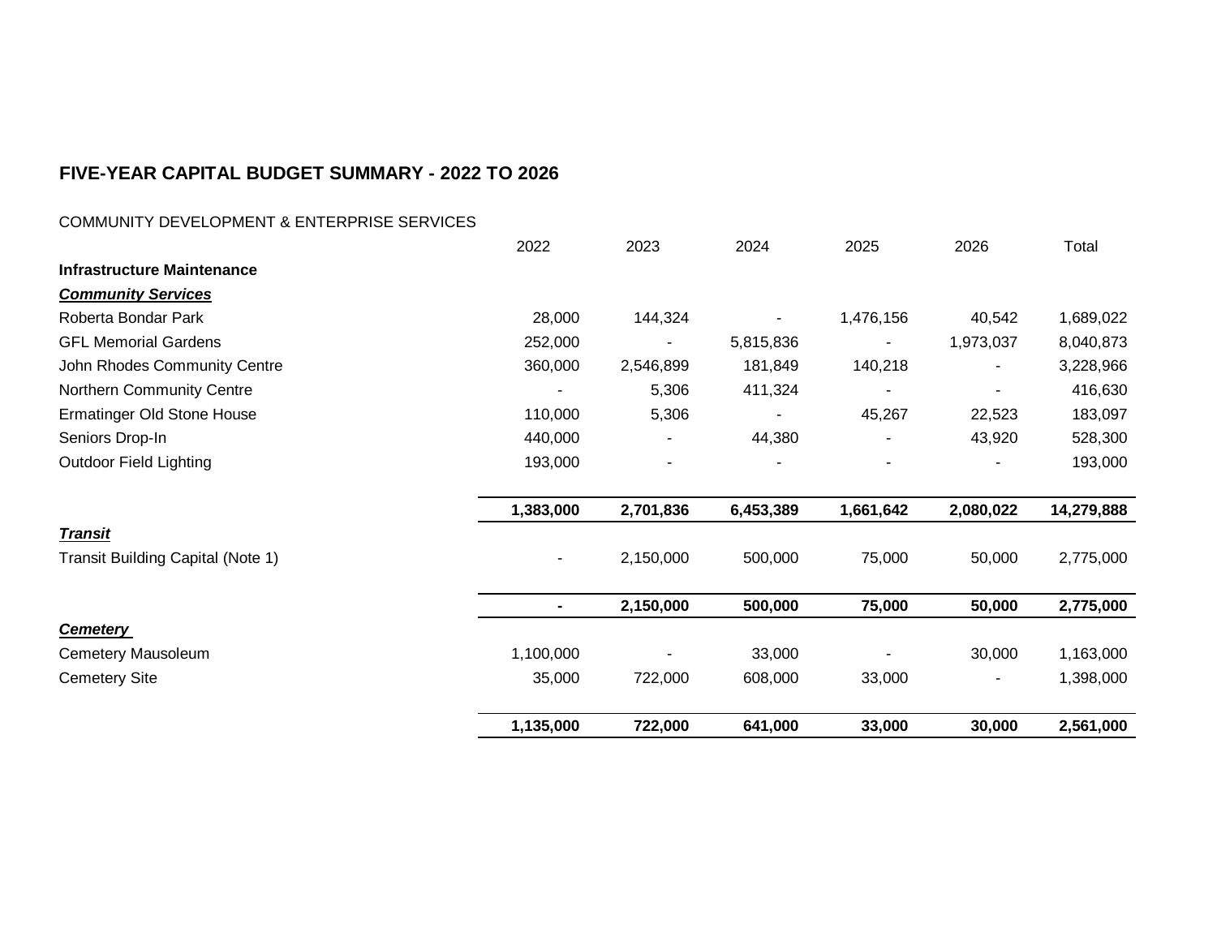## FIVE-YEAR CAPITAL BUDGET SUMMARY - 2022 TO 2026

COMMUNITY DEVELOPMENT & ENTERPRISE SERVICES

| | 2022 | 2023 | 2024 | 2025 | 2026 | Total |
|---|---|---|---|---|---|---|
| **Infrastructure Maintenance** | | | | | | |
| ***Community Services*** | | | | | | |
| Roberta Bondar Park | 28,000 | 144,324 | - | 1,476,156 | 40,542 | 1,689,022 |
| GFL Memorial Gardens | 252,000 | - | 5,815,836 | - | 1,973,037 | 8,040,873 |
| John Rhodes Community Centre | 360,000 | 2,546,899 | 181,849 | 140,218 | - | 3,228,966 |
| Northern Community Centre | - | 5,306 | 411,324 | - | - | 416,630 |
| Ermatinger Old Stone House | 110,000 | 5,306 | - | 45,267 | 22,523 | 183,097 |
| Seniors Drop-In | 440,000 | - | 44,380 | - | 43,920 | 528,300 |
| Outdoor Field Lighting | 193,000 | - | - | - | - | 193,000 |
| | **1,383,000** | **2,701,836** | **6,453,389** | **1,661,642** | **2,080,022** | **14,279,888** |
| ***Transit*** | | | | | | |
| Transit Building Capital (Note 1) | - | 2,150,000 | 500,000 | 75,000 | 50,000 | 2,775,000 |
| | **-** | **2,150,000** | **500,000** | **75,000** | **50,000** | **2,775,000** |
| ***Cemetery*** | | | | | | |
| Cemetery Mausoleum | 1,100,000 | - | 33,000 | - | 30,000 | 1,163,000 |
| Cemetery Site | 35,000 | 722,000 | 608,000 | 33,000 | - | 1,398,000 |
| | **1,135,000** | **722,000** | **641,000** | **33,000** | **30,000** | **2,561,000** |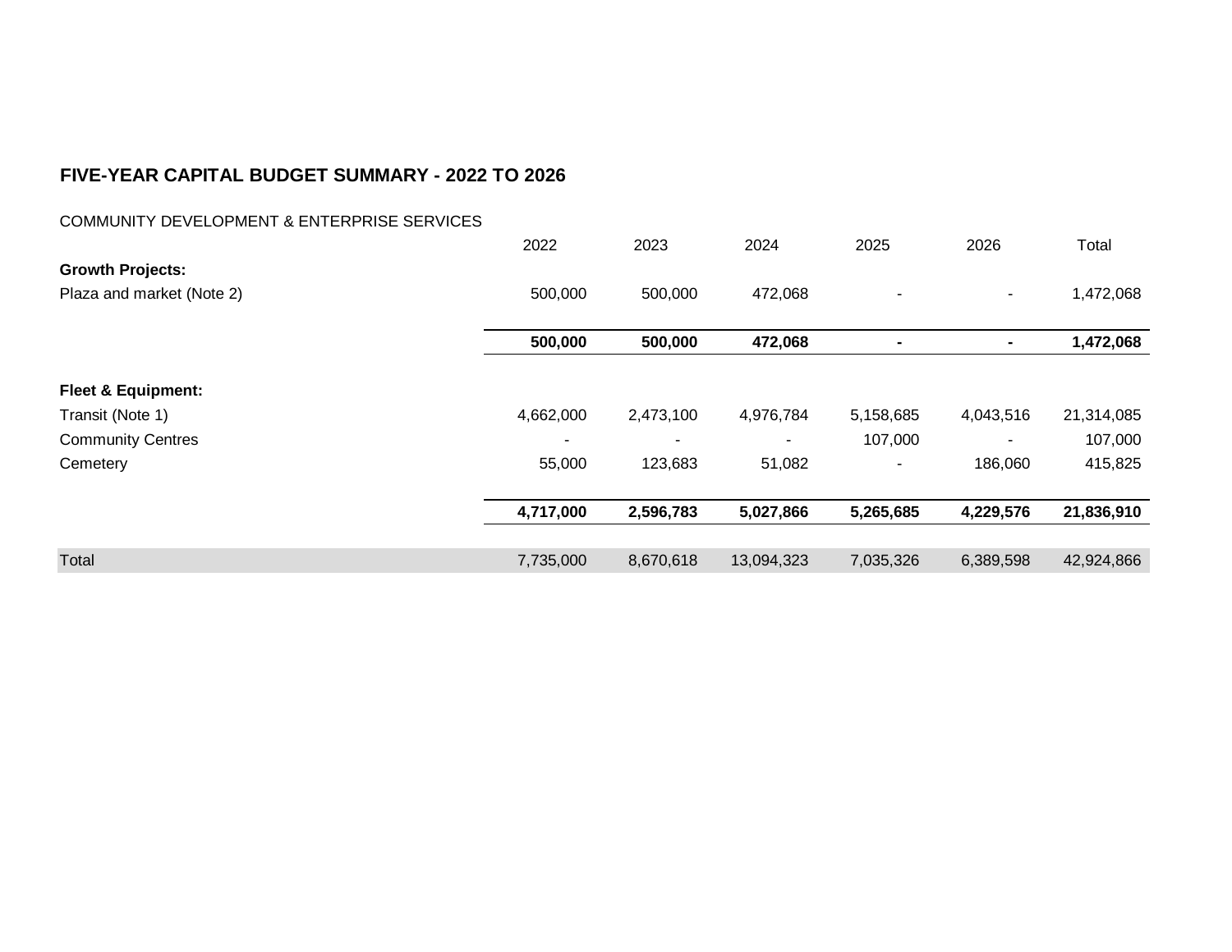## FIVE-YEAR CAPITAL BUDGET SUMMARY - 2022 TO 2026

COMMUNITY DEVELOPMENT & ENTERPRISE SERVICES

| | 2022 | 2023 | 2024 | 2025 | 2026 | Total |
|---|---|---|---|---|---|---|
| **Growth Projects:** | | | | | | |
| Plaza and market (Note 2) | 500,000 | 500,000 | 472,068 | - | - | 1,472,068 |
| | **500,000** | **500,000** | **472,068** | **-** | **-** | **1,472,068** |
| **Fleet & Equipment:** | | | | | | |
| Transit (Note 1) | 4,662,000 | 2,473,100 | 4,976,784 | 5,158,685 | 4,043,516 | 21,314,085 |
| Community Centres | - | - | - | 107,000 | - | 107,000 |
| Cemetery | 55,000 | 123,683 | 51,082 | - | 186,060 | 415,825 |
| | **4,717,000** | **2,596,783** | **5,027,866** | **5,265,685** | **4,229,576** | **21,836,910** |
| Total | 7,735,000 | 8,670,618 | 13,094,323 | 7,035,326 | 6,389,598 | 42,924,866 |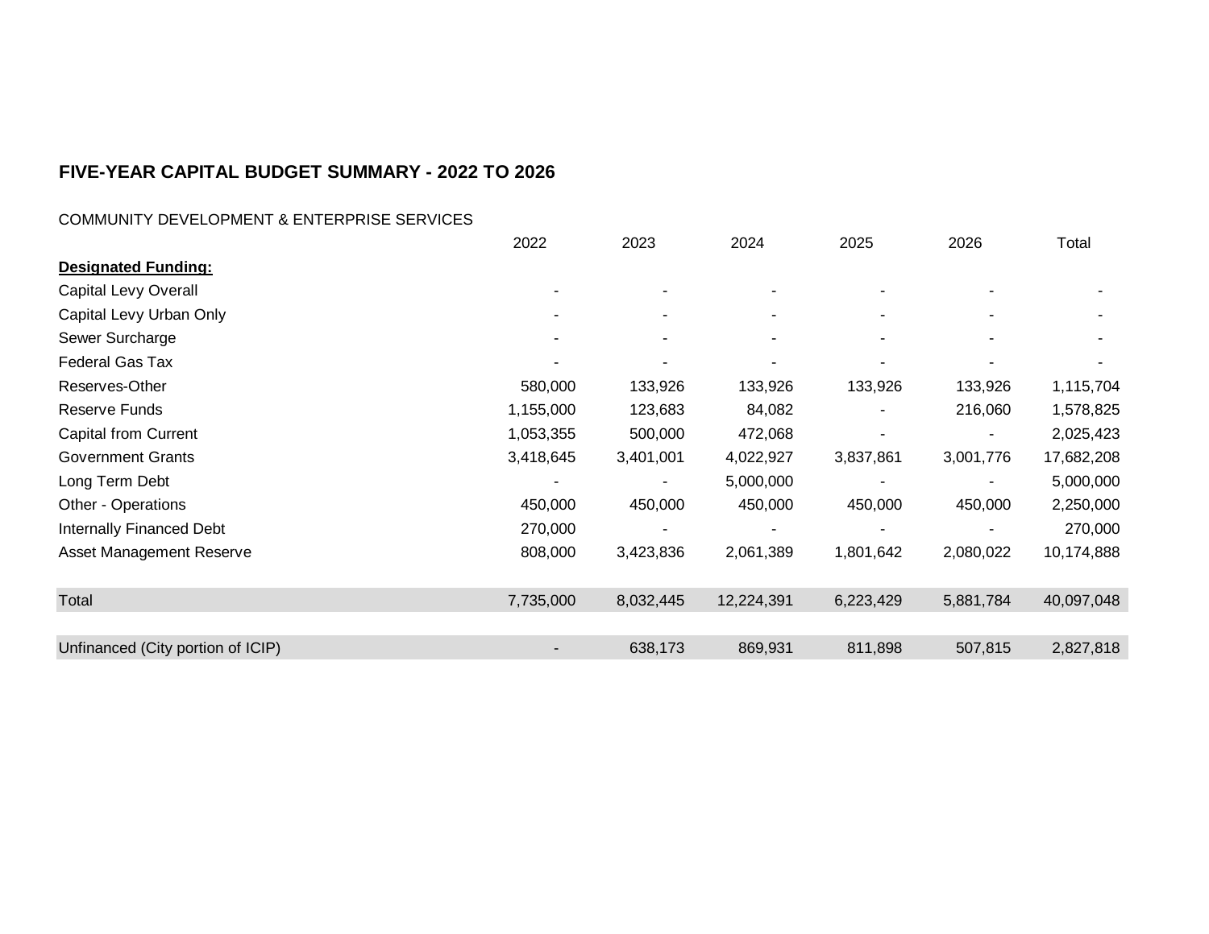## FIVE-YEAR CAPITAL BUDGET SUMMARY - 2022 TO 2026

COMMUNITY DEVELOPMENT & ENTERPRISE SERVICES

| | 2022 | 2023 | 2024 | 2025 | 2026 | Total |
|---|---|---|---|---|---|---|
| **Designated Funding:** | | | | | | |
| Capital Levy Overall | - | - | - | - | - | - |
| Capital Levy Urban Only | - | - | - | - | - | - |
| Sewer Surcharge | - | - | - | - | - | - |
| Federal Gas Tax | - | - | - | - | - | - |
| Reserves-Other | 580,000 | 133,926 | 133,926 | 133,926 | 133,926 | 1,115,704 |
| Reserve Funds | 1,155,000 | 123,683 | 84,082 | - | 216,060 | 1,578,825 |
| Capital from Current | 1,053,355 | 500,000 | 472,068 | - | - | 2,025,423 |
| Government Grants | 3,418,645 | 3,401,001 | 4,022,927 | 3,837,861 | 3,001,776 | 17,682,208 |
| Long Term Debt | - | - | 5,000,000 | - | - | 5,000,000 |
| Other - Operations | 450,000 | 450,000 | 450,000 | 450,000 | 450,000 | 2,250,000 |
| Internally Financed Debt | 270,000 | - | - | - | - | 270,000 |
| Asset Management Reserve | 808,000 | 3,423,836 | 2,061,389 | 1,801,642 | 2,080,022 | 10,174,888 |
| Total | 7,735,000 | 8,032,445 | 12,224,391 | 6,223,429 | 5,881,784 | 40,097,048 |
| Unfinanced (City portion of ICIP) | - | 638,173 | 869,931 | 811,898 | 507,815 | 2,827,818 |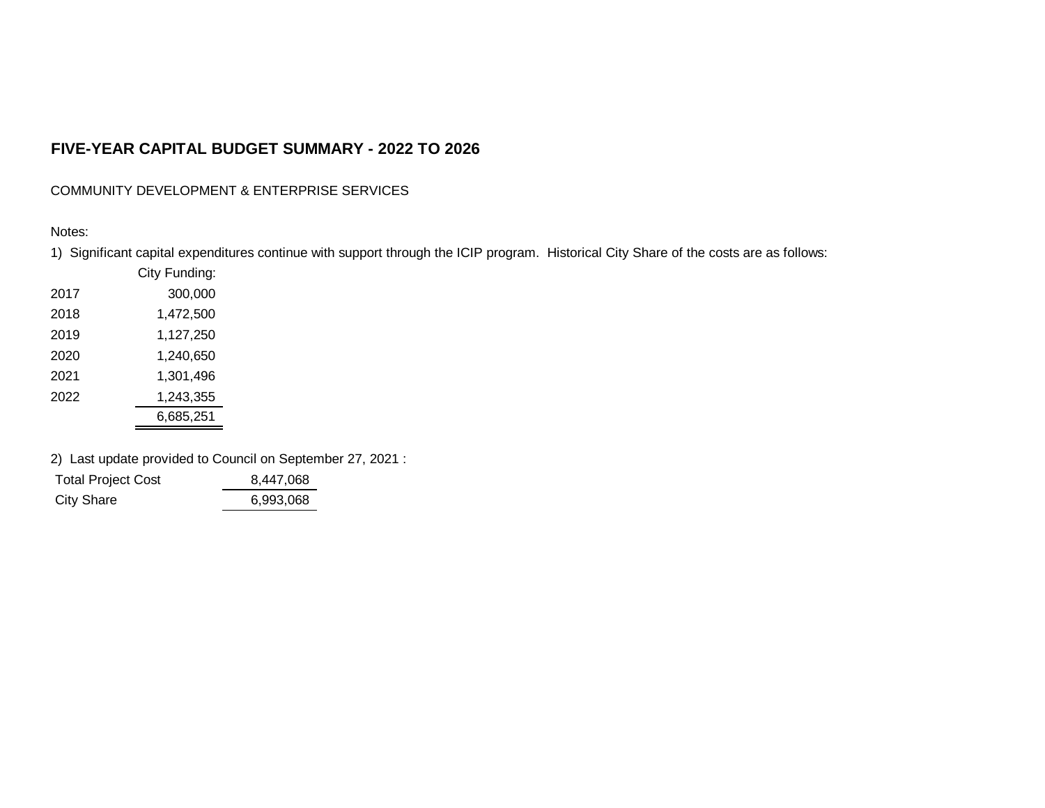# FIVE-YEAR CAPITAL BUDGET SUMMARY - 2022 TO 2026

COMMUNITY DEVELOPMENT & ENTERPRISE SERVICES

Notes:

1) Significant capital expenditures continue with support through the ICIP program. Historical City Share of the costs are as follows:

| | City Funding: |
|---|---:|
| 2017 | 300,000 |
| 2018 | 1,472,500 |
| 2019 | 1,127,250 |
| 2020 | 1,240,650 |
| 2021 | 1,301,496 |
| 2022 | 1,243,355 |
| | 6,685,251 |

2) Last update provided to Council on September 27, 2021 :

| | |
|---|---:|
| Total Project Cost | 8,447,068 |
| City Share | 6,993,068 |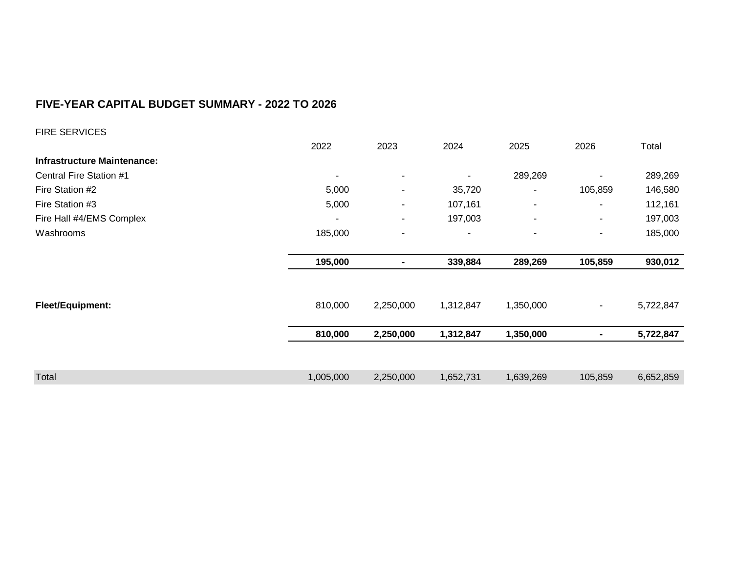## FIVE-YEAR CAPITAL BUDGET SUMMARY - 2022 TO 2026

FIRE SERVICES

| | 2022 | 2023 | 2024 | 2025 | 2026 | Total |
|---|---|---|---|---|---|---|
| **Infrastructure Maintenance:** | | | | | | |
| Central Fire Station #1 | - | - | - | 289,269 | - | 289,269 |
| Fire Station #2 | 5,000 | - | 35,720 | - | 105,859 | 146,580 |
| Fire Station #3 | 5,000 | - | 107,161 | - | - | 112,161 |
| Fire Hall #4/EMS Complex | - | - | 197,003 | - | - | 197,003 |
| Washrooms | 185,000 | - | - | - | - | 185,000 |
| | **195,000** | **-** | **339,884** | **289,269** | **105,859** | **930,012** |
| **Fleet/Equipment:** | 810,000 | 2,250,000 | 1,312,847 | 1,350,000 | - | 5,722,847 |
| | **810,000** | **2,250,000** | **1,312,847** | **1,350,000** | **-** | **5,722,847** |
| Total | 1,005,000 | 2,250,000 | 1,652,731 | 1,639,269 | 105,859 | 6,652,859 |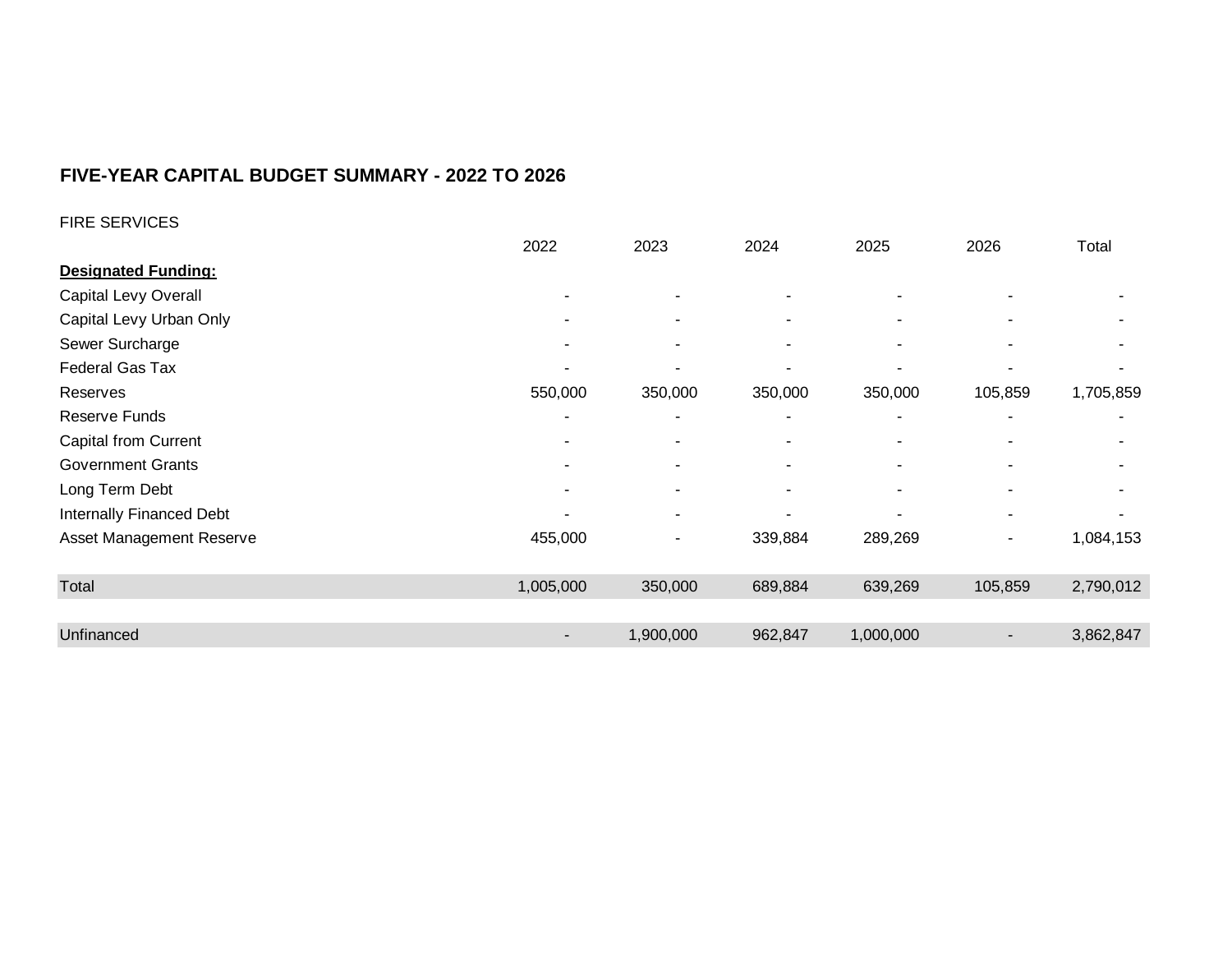## FIVE-YEAR CAPITAL BUDGET SUMMARY - 2022 TO 2026

FIRE SERVICES

| | 2022 | 2023 | 2024 | 2025 | 2026 | Total |
|---|---|---|---|---|---|---|
| **Designated Funding:** | | | | | | |
| Capital Levy Overall | - | - | - | - | - | - |
| Capital Levy Urban Only | - | - | - | - | - | - |
| Sewer Surcharge | - | - | - | - | - | - |
| Federal Gas Tax | - | - | - | - | - | - |
| Reserves | 550,000 | 350,000 | 350,000 | 350,000 | 105,859 | 1,705,859 |
| Reserve Funds | - | - | - | - | - | - |
| Capital from Current | - | - | - | - | - | - |
| Government Grants | - | - | - | - | - | - |
| Long Term Debt | - | - | - | - | - | - |
| Internally Financed Debt | - | - | - | - | - | - |
| Asset Management Reserve | 455,000 | - | 339,884 | 289,269 | - | 1,084,153 |
| Total | 1,005,000 | 350,000 | 689,884 | 639,269 | 105,859 | 2,790,012 |
| Unfinanced | - | 1,900,000 | 962,847 | 1,000,000 | - | 3,862,847 |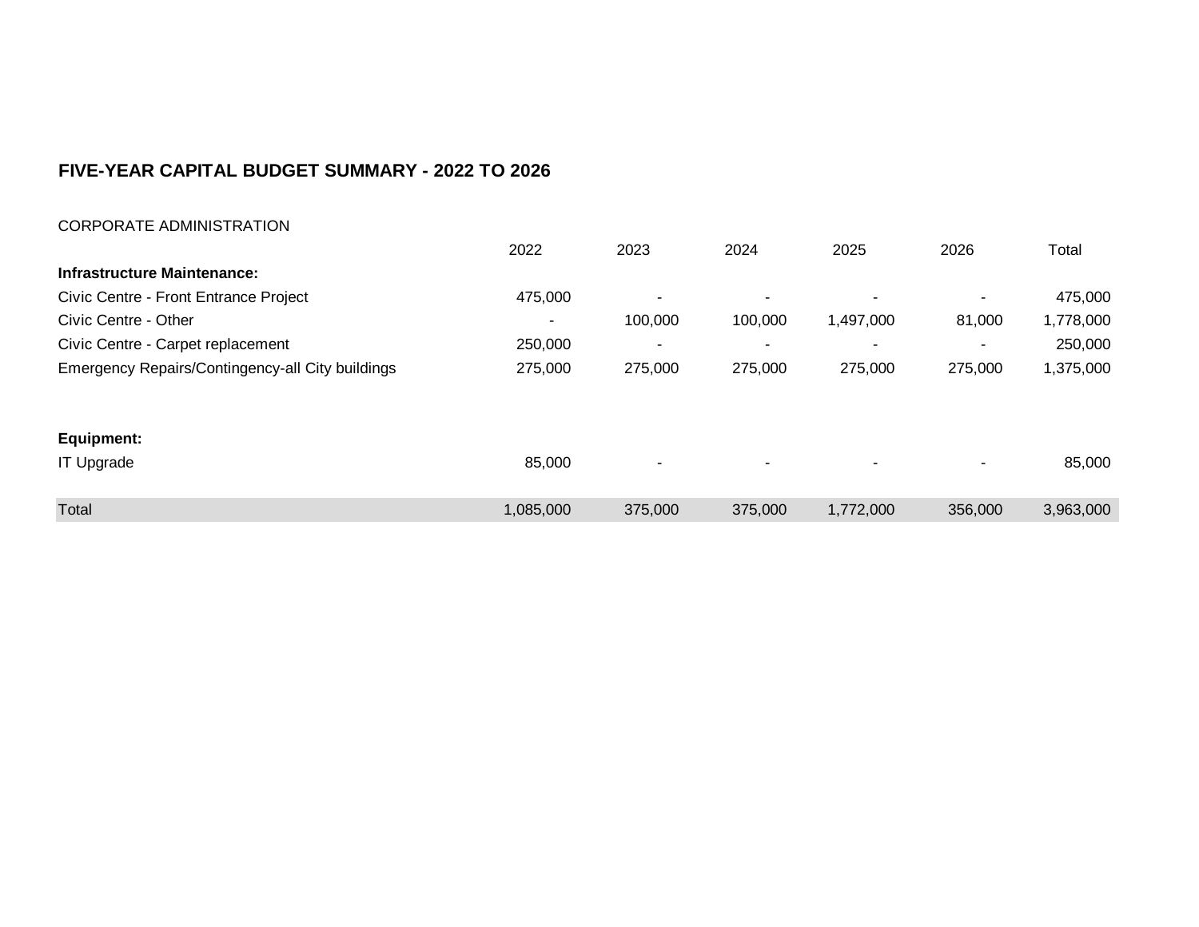## FIVE-YEAR CAPITAL BUDGET SUMMARY - 2022 TO 2026

CORPORATE ADMINISTRATION

| | 2022 | 2023 | 2024 | 2025 | 2026 | Total |
|---|---|---|---|---|---|---|
| **Infrastructure Maintenance:** | | | | | | |
| Civic Centre - Front Entrance Project | 475,000 | - | - | - | - | 475,000 |
| Civic Centre - Other | - | 100,000 | 100,000 | 1,497,000 | 81,000 | 1,778,000 |
| Civic Centre - Carpet replacement | 250,000 | - | - | - | - | 250,000 |
| Emergency Repairs/Contingency-all City buildings | 275,000 | 275,000 | 275,000 | 275,000 | 275,000 | 1,375,000 |
| **Equipment:** | | | | | | |
| IT Upgrade | 85,000 | - | - | - | - | 85,000 |
| Total | 1,085,000 | 375,000 | 375,000 | 1,772,000 | 356,000 | 3,963,000 |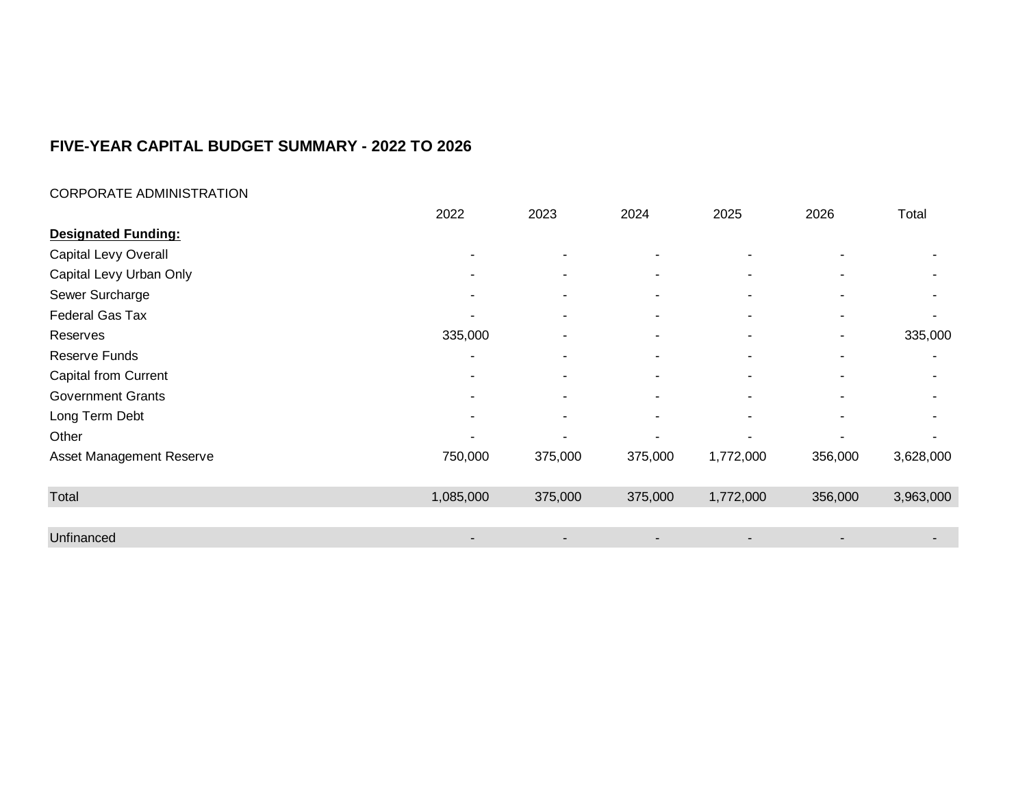**FIVE-YEAR CAPITAL BUDGET SUMMARY - 2022 TO 2026**

CORPORATE ADMINISTRATION

| | 2022 | 2023 | 2024 | 2025 | 2026 | Total |
|---|---|---|---|---|---|---|
| **Designated Funding:** | | | | | | |
| Capital Levy Overall | - | - | - | - | - | - |
| Capital Levy Urban Only | - | - | - | - | - | - |
| Sewer Surcharge | - | - | - | - | - | - |
| Federal Gas Tax | - | - | - | - | - | - |
| Reserves | 335,000 | - | - | - | - | 335,000 |
| Reserve Funds | - | - | - | - | - | - |
| Capital from Current | - | - | - | - | - | - |
| Government Grants | - | - | - | - | - | - |
| Long Term Debt | - | - | - | - | - | - |
| Other | - | - | - | - | - | - |
| Asset Management Reserve | 750,000 | 375,000 | 375,000 | 1,772,000 | 356,000 | 3,628,000 |
| Total | 1,085,000 | 375,000 | 375,000 | 1,772,000 | 356,000 | 3,963,000 |
| Unfinanced | - | - | - | - | - | - |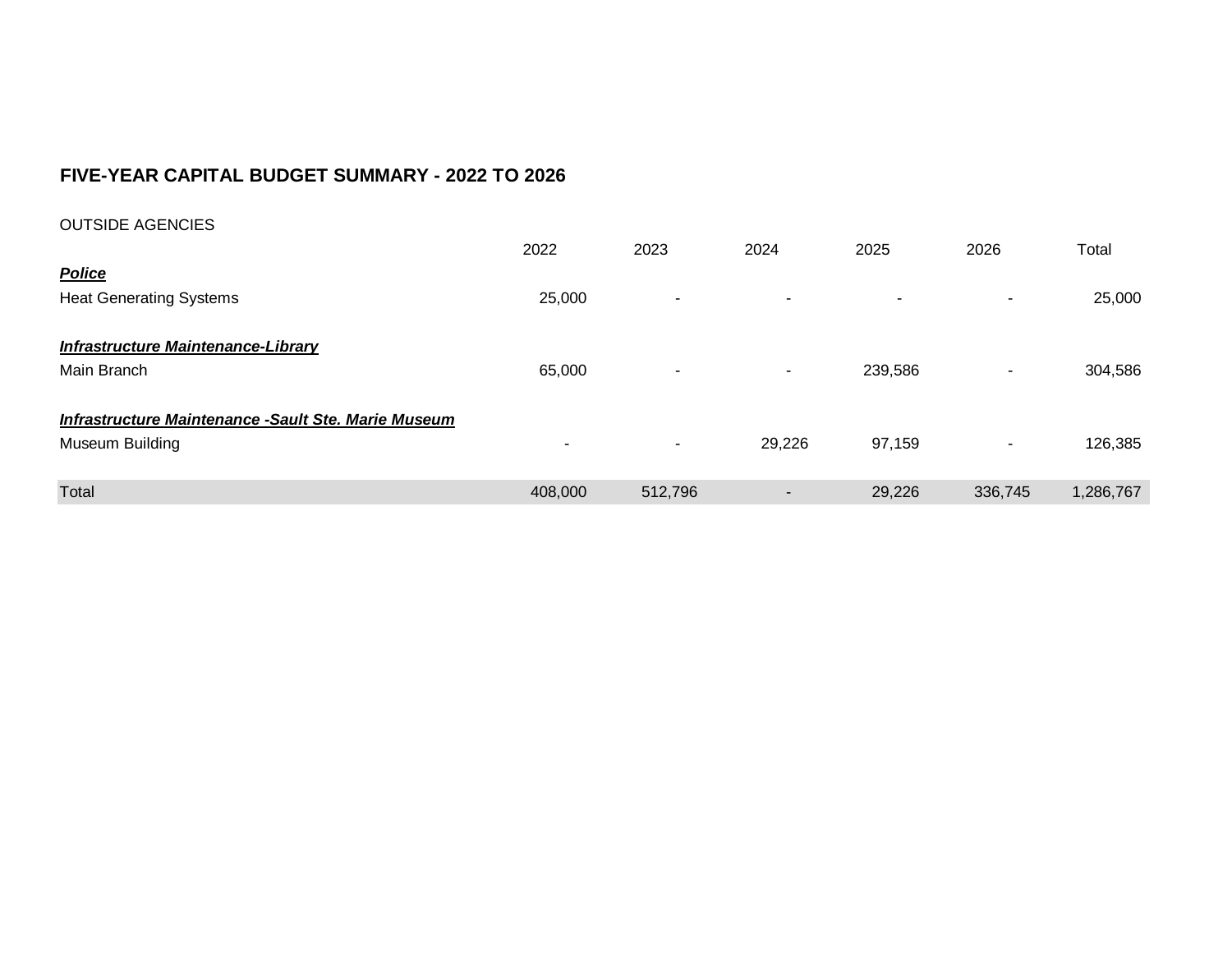## FIVE-YEAR CAPITAL BUDGET SUMMARY - 2022 TO 2026

OUTSIDE AGENCIES

| | 2022 | 2023 | 2024 | 2025 | 2026 | Total |
|---|---|---|---|---|---|---|
| ***Police*** | | | | | | |
| Heat Generating Systems | 25,000 | - | - | - | - | 25,000 |
| ***Infrastructure Maintenance-Library*** | | | | | | |
| Main Branch | 65,000 | - | - | 239,586 | - | 304,586 |
| ***Infrastructure Maintenance -Sault Ste. Marie Museum*** | | | | | | |
| Museum Building | - | - | 29,226 | 97,159 | - | 126,385 |
| Total | 408,000 | 512,796 | - | 29,226 | 336,745 | 1,286,767 |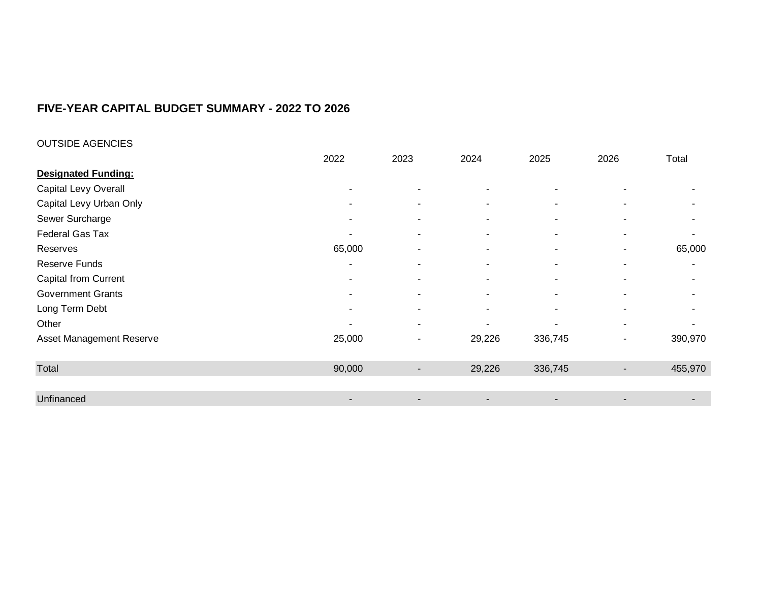# FIVE-YEAR CAPITAL BUDGET SUMMARY - 2022 TO 2026

OUTSIDE AGENCIES

| | 2022 | 2023 | 2024 | 2025 | 2026 | Total |
|---|---|---|---|---|---|---|
| **Designated Funding:** | | | | | | |
| Capital Levy Overall | - | - | - | - | - | - |
| Capital Levy Urban Only | - | - | - | - | - | - |
| Sewer Surcharge | - | - | - | - | - | - |
| Federal Gas Tax | - | - | - | - | - | - |
| Reserves | 65,000 | - | - | - | - | 65,000 |
| Reserve Funds | - | - | - | - | - | - |
| Capital from Current | - | - | - | - | - | - |
| Government Grants | - | - | - | - | - | - |
| Long Term Debt | - | - | - | - | - | - |
| Other | - | - | - | - | - | - |
| Asset Management Reserve | 25,000 | - | 29,226 | 336,745 | - | 390,970 |
| Total | 90,000 | - | 29,226 | 336,745 | - | 455,970 |
| Unfinanced | - | - | - | - | - | - |